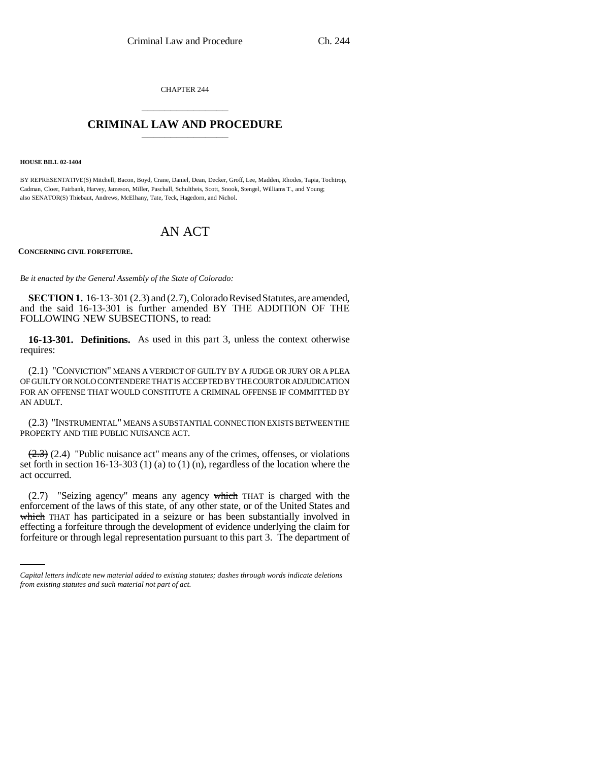CHAPTER 244

# CRIMINAL LAW AND PROCEDURE

**HOUSE BILL 02-1404**

BY REPRESENTATIVE(S) Mitchell, Bacon, Boyd, Crane, Daniel, Dean, Decker, Groff, Lee, Madden, Rhodes, Tapia, Tochtrop, Cadman, Cloer, Fairbank, Harvey, Jameson, Miller, Paschall, Schultheis, Scott, Snook, Stengel, Williams T., and Young; also SENATOR(S) Thiebaut, Andrews, McElhany, Tate, Teck, Hagedorn, and Nichol.

# AN ACT

**CONCERNING CIVIL FORFEITURE.**

*Be it enacted by the General Assembly of the State of Colorado:*

**SECTION 1.** 16-13-301 (2.3) and (2.7), Colorado Revised Statutes, are amended, and the said 16-13-301 is further amended BY THE ADDITION OF THE FOLLOWING NEW SUBSECTIONS, to read:

**16-13-301. Definitions.** As used in this part 3, unless the context otherwise requires:

(2.1) "CONVICTION" MEANS A VERDICT OF GUILTY BY A JUDGE OR JURY OR A PLEA OF GUILTY OR NOLO CONTENDERE THAT IS ACCEPTED BY THE COURT OR ADJUDICATION FOR AN OFFENSE THAT WOULD CONSTITUTE A CRIMINAL OFFENSE IF COMMITTED BY AN ADULT.

(2.3) "INSTRUMENTAL" MEANS A SUBSTANTIAL CONNECTION EXISTS BETWEEN THE PROPERTY AND THE PUBLIC NUISANCE ACT.

~~(2.3)~~ (2.4) "Public nuisance act" means any of the crimes, offenses, or violations set forth in section 16-13-303 (1) (a) to (1) (n), regardless of the location where the act occurred.

(2.7) "Seizing agency" means any agency ~~which~~ THAT is charged with the enforcement of the laws of this state, of any other state, or of the United States and ~~which~~ THAT has participated in a seizure or has been substantially involved in effecting a forfeiture through the development of evidence underlying the claim for forfeiture or through legal representation pursuant to this part 3. The department of

*Capital letters indicate new material added to existing statutes; dashes through words indicate deletions from existing statutes and such material not part of act.*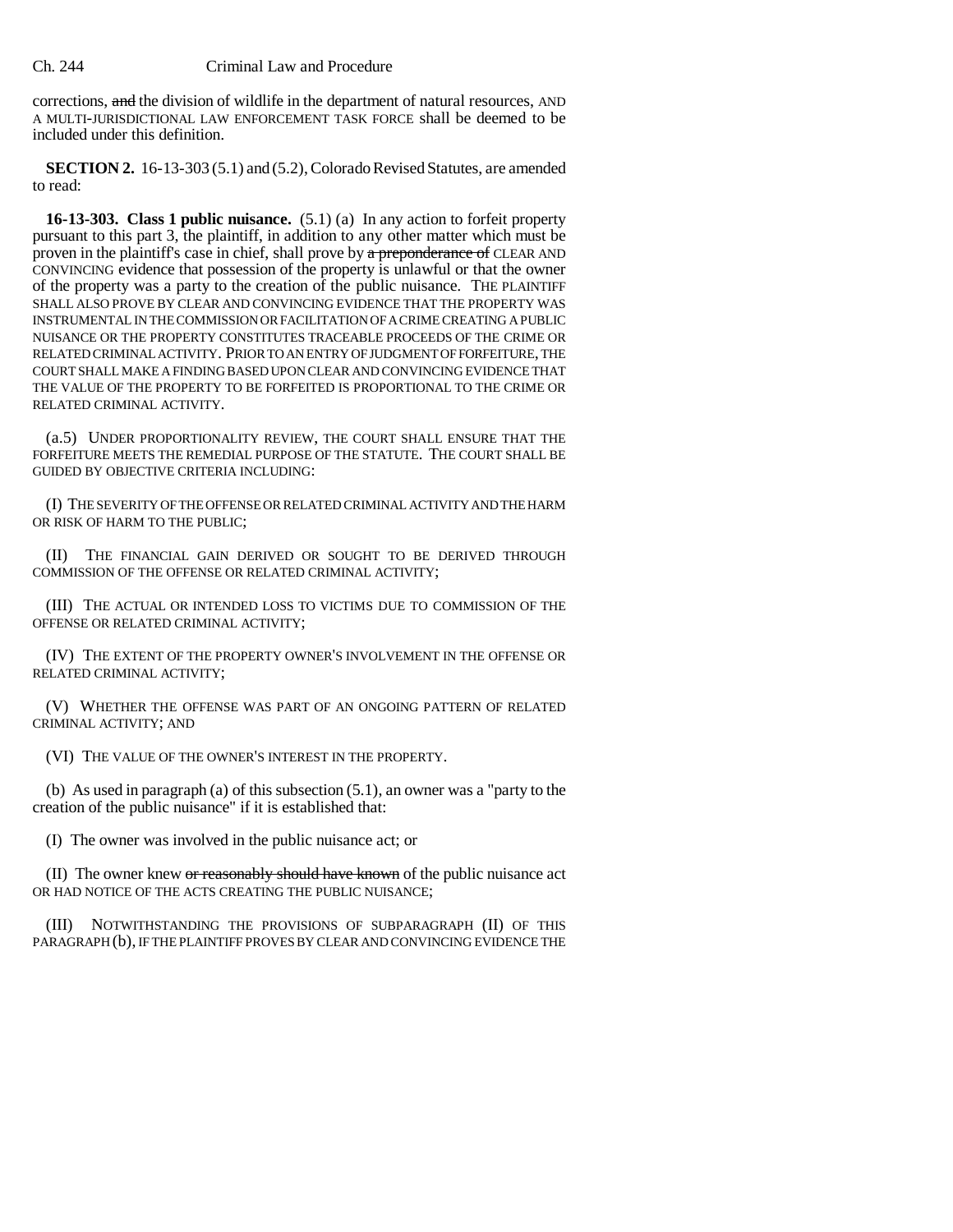corrections, ~~and~~ the division of wildlife in the department of natural resources, AND A MULTI-JURISDICTIONAL LAW ENFORCEMENT TASK FORCE shall be deemed to be included under this definition.

**SECTION 2.** 16-13-303 (5.1) and (5.2), Colorado Revised Statutes, are amended to read:

**16-13-303. Class 1 public nuisance.** (5.1) (a) In any action to forfeit property pursuant to this part 3, the plaintiff, in addition to any other matter which must be proven in the plaintiff's case in chief, shall prove by ~~a preponderance of~~ CLEAR AND CONVINCING evidence that possession of the property is unlawful or that the owner of the property was a party to the creation of the public nuisance. THE PLAINTIFF SHALL ALSO PROVE BY CLEAR AND CONVINCING EVIDENCE THAT THE PROPERTY WAS INSTRUMENTAL IN THE COMMISSION OR FACILITATION OF A CRIME CREATING A PUBLIC NUISANCE OR THE PROPERTY CONSTITUTES TRACEABLE PROCEEDS OF THE CRIME OR RELATED CRIMINAL ACTIVITY. PRIOR TO AN ENTRY OF JUDGMENT OF FORFEITURE, THE COURT SHALL MAKE A FINDING BASED UPON CLEAR AND CONVINCING EVIDENCE THAT THE VALUE OF THE PROPERTY TO BE FORFEITED IS PROPORTIONAL TO THE CRIME OR RELATED CRIMINAL ACTIVITY.

(a.5) UNDER PROPORTIONALITY REVIEW, THE COURT SHALL ENSURE THAT THE FORFEITURE MEETS THE REMEDIAL PURPOSE OF THE STATUTE. THE COURT SHALL BE GUIDED BY OBJECTIVE CRITERIA INCLUDING:

(I) THE SEVERITY OF THE OFFENSE OR RELATED CRIMINAL ACTIVITY AND THE HARM OR RISK OF HARM TO THE PUBLIC;

(II) THE FINANCIAL GAIN DERIVED OR SOUGHT TO BE DERIVED THROUGH COMMISSION OF THE OFFENSE OR RELATED CRIMINAL ACTIVITY;

(III) THE ACTUAL OR INTENDED LOSS TO VICTIMS DUE TO COMMISSION OF THE OFFENSE OR RELATED CRIMINAL ACTIVITY;

(IV) THE EXTENT OF THE PROPERTY OWNER'S INVOLVEMENT IN THE OFFENSE OR RELATED CRIMINAL ACTIVITY;

(V) WHETHER THE OFFENSE WAS PART OF AN ONGOING PATTERN OF RELATED CRIMINAL ACTIVITY; AND

(VI) THE VALUE OF THE OWNER'S INTEREST IN THE PROPERTY.

(b) As used in paragraph (a) of this subsection (5.1), an owner was a "party to the creation of the public nuisance" if it is established that:

(I) The owner was involved in the public nuisance act; or

(II) The owner knew ~~or reasonably should have known~~ of the public nuisance act OR HAD NOTICE OF THE ACTS CREATING THE PUBLIC NUISANCE;

(III) NOTWITHSTANDING THE PROVISIONS OF SUBPARAGRAPH (II) OF THIS PARAGRAPH (b), IF THE PLAINTIFF PROVES BY CLEAR AND CONVINCING EVIDENCE THE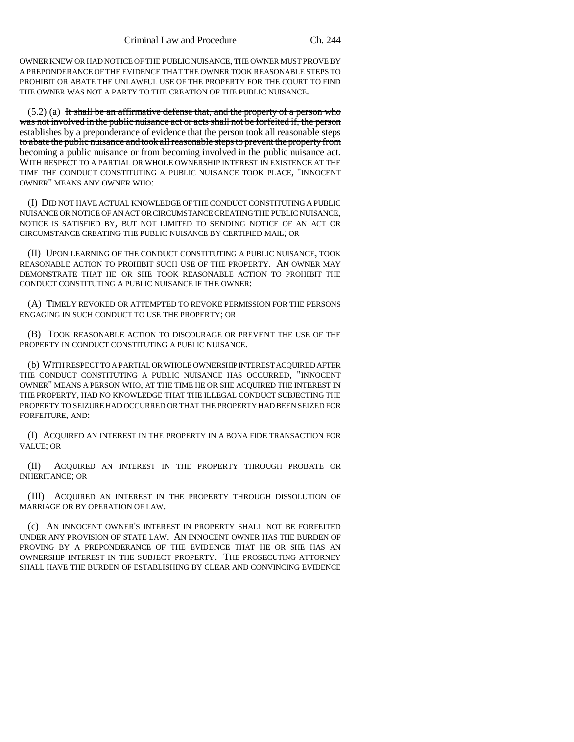OWNER KNEW OR HAD NOTICE OF THE PUBLIC NUISANCE, THE OWNER MUST PROVE BY A PREPONDERANCE OF THE EVIDENCE THAT THE OWNER TOOK REASONABLE STEPS TO PROHIBIT OR ABATE THE UNLAWFUL USE OF THE PROPERTY FOR THE COURT TO FIND THE OWNER WAS NOT A PARTY TO THE CREATION OF THE PUBLIC NUISANCE.

(5.2) (a) ~~It shall be an affirmative defense that, and the property of a person who was not involved in the public nuisance act or acts shall not be forfeited if, the person establishes by a preponderance of evidence that the person took all reasonable steps to abate the public nuisance and took all reasonable steps to prevent the property from becoming a public nuisance or from becoming involved in the public nuisance act.~~ WITH RESPECT TO A PARTIAL OR WHOLE OWNERSHIP INTEREST IN EXISTENCE AT THE TIME THE CONDUCT CONSTITUTING A PUBLIC NUISANCE TOOK PLACE, "INNOCENT OWNER" MEANS ANY OWNER WHO:

(I) DID NOT HAVE ACTUAL KNOWLEDGE OF THE CONDUCT CONSTITUTING A PUBLIC NUISANCE OR NOTICE OF AN ACT OR CIRCUMSTANCE CREATING THE PUBLIC NUISANCE, NOTICE IS SATISFIED BY, BUT NOT LIMITED TO SENDING NOTICE OF AN ACT OR CIRCUMSTANCE CREATING THE PUBLIC NUISANCE BY CERTIFIED MAIL; OR

(II) UPON LEARNING OF THE CONDUCT CONSTITUTING A PUBLIC NUISANCE, TOOK REASONABLE ACTION TO PROHIBIT SUCH USE OF THE PROPERTY. AN OWNER MAY DEMONSTRATE THAT HE OR SHE TOOK REASONABLE ACTION TO PROHIBIT THE CONDUCT CONSTITUTING A PUBLIC NUISANCE IF THE OWNER:

(A) TIMELY REVOKED OR ATTEMPTED TO REVOKE PERMISSION FOR THE PERSONS ENGAGING IN SUCH CONDUCT TO USE THE PROPERTY; OR

(B) TOOK REASONABLE ACTION TO DISCOURAGE OR PREVENT THE USE OF THE PROPERTY IN CONDUCT CONSTITUTING A PUBLIC NUISANCE.

(b) WITH RESPECT TO A PARTIAL OR WHOLE OWNERSHIP INTEREST ACQUIRED AFTER THE CONDUCT CONSTITUTING A PUBLIC NUISANCE HAS OCCURRED, "INNOCENT OWNER" MEANS A PERSON WHO, AT THE TIME HE OR SHE ACQUIRED THE INTEREST IN THE PROPERTY, HAD NO KNOWLEDGE THAT THE ILLEGAL CONDUCT SUBJECTING THE PROPERTY TO SEIZURE HAD OCCURRED OR THAT THE PROPERTY HAD BEEN SEIZED FOR FORFEITURE, AND:

(I) ACQUIRED AN INTEREST IN THE PROPERTY IN A BONA FIDE TRANSACTION FOR VALUE; OR

(II) ACQUIRED AN INTEREST IN THE PROPERTY THROUGH PROBATE OR INHERITANCE; OR

(III) ACQUIRED AN INTEREST IN THE PROPERTY THROUGH DISSOLUTION OF MARRIAGE OR BY OPERATION OF LAW.

(c) AN INNOCENT OWNER'S INTEREST IN PROPERTY SHALL NOT BE FORFEITED UNDER ANY PROVISION OF STATE LAW. AN INNOCENT OWNER HAS THE BURDEN OF PROVING BY A PREPONDERANCE OF THE EVIDENCE THAT HE OR SHE HAS AN OWNERSHIP INTEREST IN THE SUBJECT PROPERTY. THE PROSECUTING ATTORNEY SHALL HAVE THE BURDEN OF ESTABLISHING BY CLEAR AND CONVINCING EVIDENCE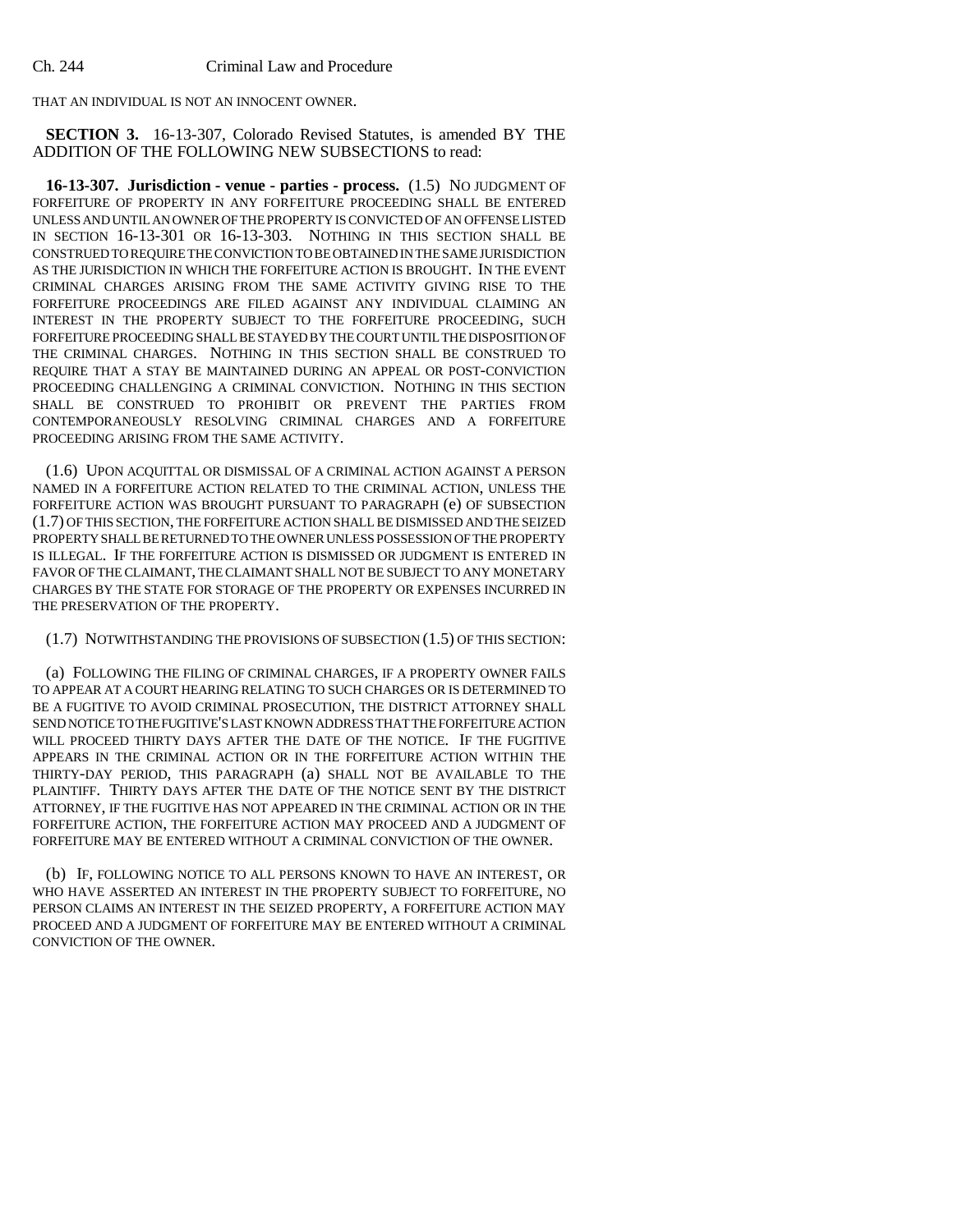THAT AN INDIVIDUAL IS NOT AN INNOCENT OWNER.

**SECTION 3.** 16-13-307, Colorado Revised Statutes, is amended BY THE ADDITION OF THE FOLLOWING NEW SUBSECTIONS to read:

**16-13-307. Jurisdiction - venue - parties - process.** (1.5) NO JUDGMENT OF FORFEITURE OF PROPERTY IN ANY FORFEITURE PROCEEDING SHALL BE ENTERED UNLESS AND UNTIL AN OWNER OF THE PROPERTY IS CONVICTED OF AN OFFENSE LISTED IN SECTION 16-13-301 OR 16-13-303. NOTHING IN THIS SECTION SHALL BE CONSTRUED TO REQUIRE THE CONVICTION TO BE OBTAINED IN THE SAME JURISDICTION AS THE JURISDICTION IN WHICH THE FORFEITURE ACTION IS BROUGHT. IN THE EVENT CRIMINAL CHARGES ARISING FROM THE SAME ACTIVITY GIVING RISE TO THE FORFEITURE PROCEEDINGS ARE FILED AGAINST ANY INDIVIDUAL CLAIMING AN INTEREST IN THE PROPERTY SUBJECT TO THE FORFEITURE PROCEEDING, SUCH FORFEITURE PROCEEDING SHALL BE STAYED BY THE COURT UNTIL THE DISPOSITION OF THE CRIMINAL CHARGES. NOTHING IN THIS SECTION SHALL BE CONSTRUED TO REQUIRE THAT A STAY BE MAINTAINED DURING AN APPEAL OR POST-CONVICTION PROCEEDING CHALLENGING A CRIMINAL CONVICTION. NOTHING IN THIS SECTION SHALL BE CONSTRUED TO PROHIBIT OR PREVENT THE PARTIES FROM CONTEMPORANEOUSLY RESOLVING CRIMINAL CHARGES AND A FORFEITURE PROCEEDING ARISING FROM THE SAME ACTIVITY.

(1.6) UPON ACQUITTAL OR DISMISSAL OF A CRIMINAL ACTION AGAINST A PERSON NAMED IN A FORFEITURE ACTION RELATED TO THE CRIMINAL ACTION, UNLESS THE FORFEITURE ACTION WAS BROUGHT PURSUANT TO PARAGRAPH (e) OF SUBSECTION (1.7) OF THIS SECTION, THE FORFEITURE ACTION SHALL BE DISMISSED AND THE SEIZED PROPERTY SHALL BE RETURNED TO THE OWNER UNLESS POSSESSION OF THE PROPERTY IS ILLEGAL. IF THE FORFEITURE ACTION IS DISMISSED OR JUDGMENT IS ENTERED IN FAVOR OF THE CLAIMANT, THE CLAIMANT SHALL NOT BE SUBJECT TO ANY MONETARY CHARGES BY THE STATE FOR STORAGE OF THE PROPERTY OR EXPENSES INCURRED IN THE PRESERVATION OF THE PROPERTY.

(1.7) NOTWITHSTANDING THE PROVISIONS OF SUBSECTION (1.5) OF THIS SECTION:

(a) FOLLOWING THE FILING OF CRIMINAL CHARGES, IF A PROPERTY OWNER FAILS TO APPEAR AT A COURT HEARING RELATING TO SUCH CHARGES OR IS DETERMINED TO BE A FUGITIVE TO AVOID CRIMINAL PROSECUTION, THE DISTRICT ATTORNEY SHALL SEND NOTICE TO THE FUGITIVE'S LAST KNOWN ADDRESS THAT THE FORFEITURE ACTION WILL PROCEED THIRTY DAYS AFTER THE DATE OF THE NOTICE. IF THE FUGITIVE APPEARS IN THE CRIMINAL ACTION OR IN THE FORFEITURE ACTION WITHIN THE THIRTY-DAY PERIOD, THIS PARAGRAPH (a) SHALL NOT BE AVAILABLE TO THE PLAINTIFF. THIRTY DAYS AFTER THE DATE OF THE NOTICE SENT BY THE DISTRICT ATTORNEY, IF THE FUGITIVE HAS NOT APPEARED IN THE CRIMINAL ACTION OR IN THE FORFEITURE ACTION, THE FORFEITURE ACTION MAY PROCEED AND A JUDGMENT OF FORFEITURE MAY BE ENTERED WITHOUT A CRIMINAL CONVICTION OF THE OWNER.

(b) IF, FOLLOWING NOTICE TO ALL PERSONS KNOWN TO HAVE AN INTEREST, OR WHO HAVE ASSERTED AN INTEREST IN THE PROPERTY SUBJECT TO FORFEITURE, NO PERSON CLAIMS AN INTEREST IN THE SEIZED PROPERTY, A FORFEITURE ACTION MAY PROCEED AND A JUDGMENT OF FORFEITURE MAY BE ENTERED WITHOUT A CRIMINAL CONVICTION OF THE OWNER.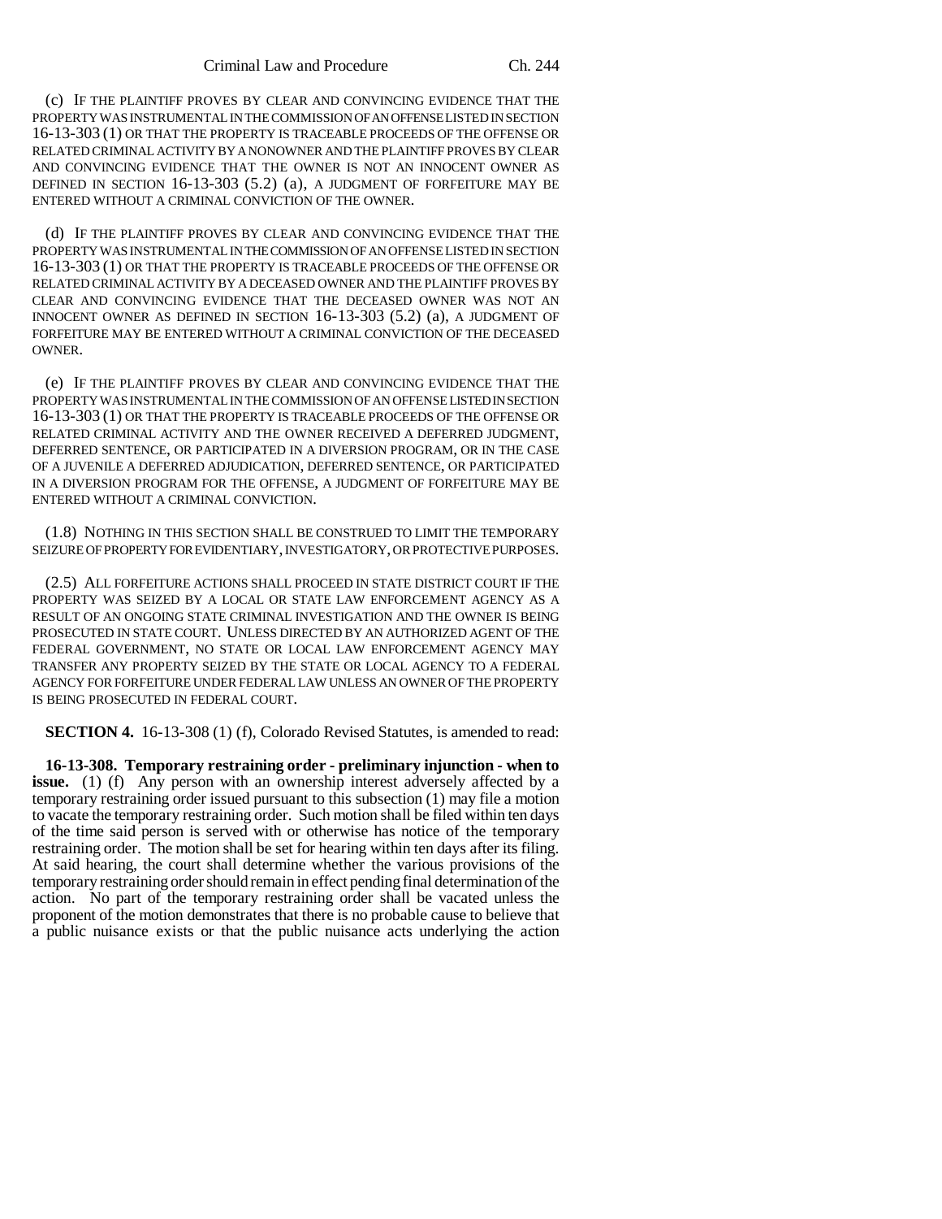(c) IF THE PLAINTIFF PROVES BY CLEAR AND CONVINCING EVIDENCE THAT THE PROPERTY WAS INSTRUMENTAL IN THE COMMISSION OF AN OFFENSE LISTED IN SECTION 16-13-303 (1) OR THAT THE PROPERTY IS TRACEABLE PROCEEDS OF THE OFFENSE OR RELATED CRIMINAL ACTIVITY BY A NONOWNER AND THE PLAINTIFF PROVES BY CLEAR AND CONVINCING EVIDENCE THAT THE OWNER IS NOT AN INNOCENT OWNER AS DEFINED IN SECTION 16-13-303 (5.2) (a), A JUDGMENT OF FORFEITURE MAY BE ENTERED WITHOUT A CRIMINAL CONVICTION OF THE OWNER.

(d) IF THE PLAINTIFF PROVES BY CLEAR AND CONVINCING EVIDENCE THAT THE PROPERTY WAS INSTRUMENTAL IN THE COMMISSION OF AN OFFENSE LISTED IN SECTION 16-13-303 (1) OR THAT THE PROPERTY IS TRACEABLE PROCEEDS OF THE OFFENSE OR RELATED CRIMINAL ACTIVITY BY A DECEASED OWNER AND THE PLAINTIFF PROVES BY CLEAR AND CONVINCING EVIDENCE THAT THE DECEASED OWNER WAS NOT AN INNOCENT OWNER AS DEFINED IN SECTION 16-13-303 (5.2) (a), A JUDGMENT OF FORFEITURE MAY BE ENTERED WITHOUT A CRIMINAL CONVICTION OF THE DECEASED OWNER.

(e) IF THE PLAINTIFF PROVES BY CLEAR AND CONVINCING EVIDENCE THAT THE PROPERTY WAS INSTRUMENTAL IN THE COMMISSION OF AN OFFENSE LISTED IN SECTION 16-13-303 (1) OR THAT THE PROPERTY IS TRACEABLE PROCEEDS OF THE OFFENSE OR RELATED CRIMINAL ACTIVITY AND THE OWNER RECEIVED A DEFERRED JUDGMENT, DEFERRED SENTENCE, OR PARTICIPATED IN A DIVERSION PROGRAM, OR IN THE CASE OF A JUVENILE A DEFERRED ADJUDICATION, DEFERRED SENTENCE, OR PARTICIPATED IN A DIVERSION PROGRAM FOR THE OFFENSE, A JUDGMENT OF FORFEITURE MAY BE ENTERED WITHOUT A CRIMINAL CONVICTION.

(1.8) NOTHING IN THIS SECTION SHALL BE CONSTRUED TO LIMIT THE TEMPORARY SEIZURE OF PROPERTY FOR EVIDENTIARY, INVESTIGATORY, OR PROTECTIVE PURPOSES.

(2.5) ALL FORFEITURE ACTIONS SHALL PROCEED IN STATE DISTRICT COURT IF THE PROPERTY WAS SEIZED BY A LOCAL OR STATE LAW ENFORCEMENT AGENCY AS A RESULT OF AN ONGOING STATE CRIMINAL INVESTIGATION AND THE OWNER IS BEING PROSECUTED IN STATE COURT. UNLESS DIRECTED BY AN AUTHORIZED AGENT OF THE FEDERAL GOVERNMENT, NO STATE OR LOCAL LAW ENFORCEMENT AGENCY MAY TRANSFER ANY PROPERTY SEIZED BY THE STATE OR LOCAL AGENCY TO A FEDERAL AGENCY FOR FORFEITURE UNDER FEDERAL LAW UNLESS AN OWNER OF THE PROPERTY IS BEING PROSECUTED IN FEDERAL COURT.

**SECTION 4.** 16-13-308 (1) (f), Colorado Revised Statutes, is amended to read:

**16-13-308. Temporary restraining order - preliminary injunction - when to issue.** (1) (f) Any person with an ownership interest adversely affected by a temporary restraining order issued pursuant to this subsection (1) may file a motion to vacate the temporary restraining order. Such motion shall be filed within ten days of the time said person is served with or otherwise has notice of the temporary restraining order. The motion shall be set for hearing within ten days after its filing. At said hearing, the court shall determine whether the various provisions of the temporary restraining order should remain in effect pending final determination of the action. No part of the temporary restraining order shall be vacated unless the proponent of the motion demonstrates that there is no probable cause to believe that a public nuisance exists or that the public nuisance acts underlying the action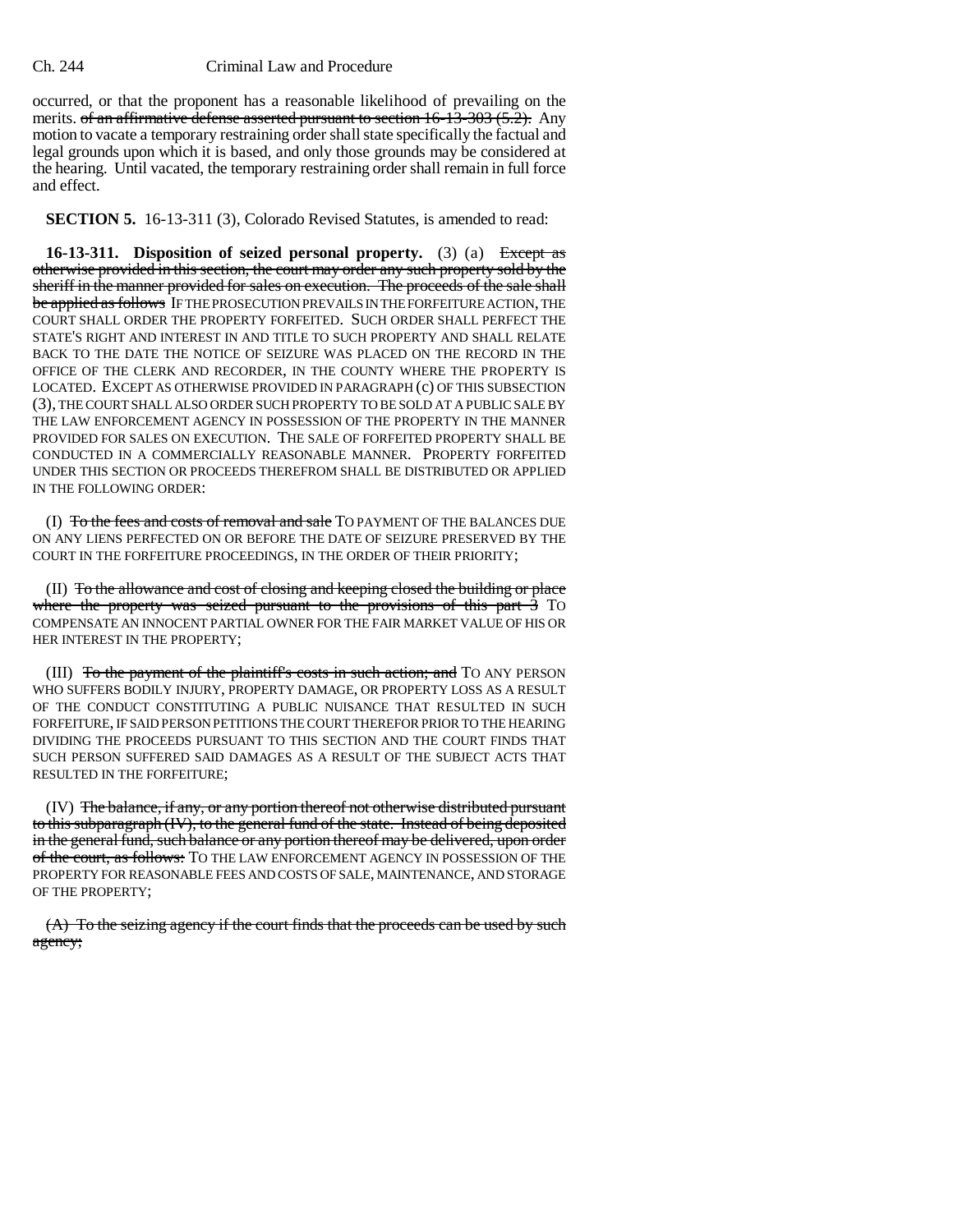occurred, or that the proponent has a reasonable likelihood of prevailing on the merits. ~~of an affirmative defense asserted pursuant to section 16-13-303 (5.2).~~ Any motion to vacate a temporary restraining order shall state specifically the factual and legal grounds upon which it is based, and only those grounds may be considered at the hearing. Until vacated, the temporary restraining order shall remain in full force and effect.

**SECTION 5.** 16-13-311 (3), Colorado Revised Statutes, is amended to read:

**16-13-311. Disposition of seized personal property.** (3) (a) ~~Except as otherwise provided in this section, the court may order any such property sold by the sheriff in the manner provided for sales on execution. The proceeds of the sale shall be applied as follows~~ IF THE PROSECUTION PREVAILS IN THE FORFEITURE ACTION, THE COURT SHALL ORDER THE PROPERTY FORFEITED. SUCH ORDER SHALL PERFECT THE STATE'S RIGHT AND INTEREST IN AND TITLE TO SUCH PROPERTY AND SHALL RELATE BACK TO THE DATE THE NOTICE OF SEIZURE WAS PLACED ON THE RECORD IN THE OFFICE OF THE CLERK AND RECORDER, IN THE COUNTY WHERE THE PROPERTY IS LOCATED. EXCEPT AS OTHERWISE PROVIDED IN PARAGRAPH (c) OF THIS SUBSECTION (3), THE COURT SHALL ALSO ORDER SUCH PROPERTY TO BE SOLD AT A PUBLIC SALE BY THE LAW ENFORCEMENT AGENCY IN POSSESSION OF THE PROPERTY IN THE MANNER PROVIDED FOR SALES ON EXECUTION. THE SALE OF FORFEITED PROPERTY SHALL BE CONDUCTED IN A COMMERCIALLY REASONABLE MANNER. PROPERTY FORFEITED UNDER THIS SECTION OR PROCEEDS THEREFROM SHALL BE DISTRIBUTED OR APPLIED IN THE FOLLOWING ORDER:

(I) ~~To the fees and costs of removal and sale~~ TO PAYMENT OF THE BALANCES DUE ON ANY LIENS PERFECTED ON OR BEFORE THE DATE OF SEIZURE PRESERVED BY THE COURT IN THE FORFEITURE PROCEEDINGS, IN THE ORDER OF THEIR PRIORITY;

(II) ~~To the allowance and cost of closing and keeping closed the building or place where the property was seized pursuant to the provisions of this part 3~~ TO COMPENSATE AN INNOCENT PARTIAL OWNER FOR THE FAIR MARKET VALUE OF HIS OR HER INTEREST IN THE PROPERTY;

(III) ~~To the payment of the plaintiff's costs in such action; and~~ TO ANY PERSON WHO SUFFERS BODILY INJURY, PROPERTY DAMAGE, OR PROPERTY LOSS AS A RESULT OF THE CONDUCT CONSTITUTING A PUBLIC NUISANCE THAT RESULTED IN SUCH FORFEITURE, IF SAID PERSON PETITIONS THE COURT THEREFOR PRIOR TO THE HEARING DIVIDING THE PROCEEDS PURSUANT TO THIS SECTION AND THE COURT FINDS THAT SUCH PERSON SUFFERED SAID DAMAGES AS A RESULT OF THE SUBJECT ACTS THAT RESULTED IN THE FORFEITURE;

(IV) ~~The balance, if any, or any portion thereof not otherwise distributed pursuant to this subparagraph (IV), to the general fund of the state. Instead of being deposited in the general fund, such balance or any portion thereof may be delivered, upon order of the court, as follows:~~ TO THE LAW ENFORCEMENT AGENCY IN POSSESSION OF THE PROPERTY FOR REASONABLE FEES AND COSTS OF SALE, MAINTENANCE, AND STORAGE OF THE PROPERTY;

~~(A) To the seizing agency if the court finds that the proceeds can be used by such agency;~~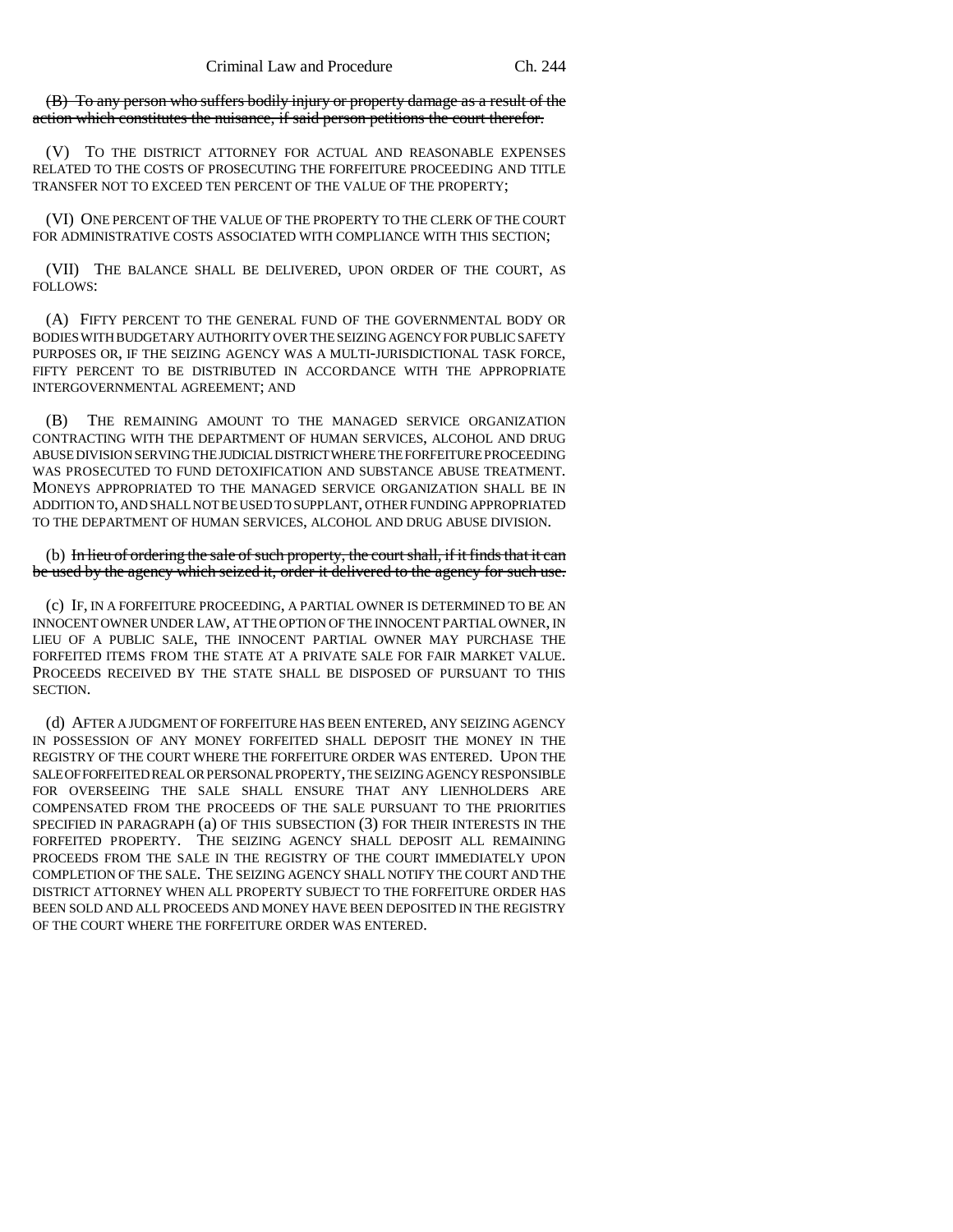~~(B) To any person who suffers bodily injury or property damage as a result of the action which constitutes the nuisance, if said person petitions the court therefor.~~

(V) TO THE DISTRICT ATTORNEY FOR ACTUAL AND REASONABLE EXPENSES RELATED TO THE COSTS OF PROSECUTING THE FORFEITURE PROCEEDING AND TITLE TRANSFER NOT TO EXCEED TEN PERCENT OF THE VALUE OF THE PROPERTY;

(VI) ONE PERCENT OF THE VALUE OF THE PROPERTY TO THE CLERK OF THE COURT FOR ADMINISTRATIVE COSTS ASSOCIATED WITH COMPLIANCE WITH THIS SECTION;

(VII) THE BALANCE SHALL BE DELIVERED, UPON ORDER OF THE COURT, AS FOLLOWS:

(A) FIFTY PERCENT TO THE GENERAL FUND OF THE GOVERNMENTAL BODY OR BODIES WITH BUDGETARY AUTHORITY OVER THE SEIZING AGENCY FOR PUBLIC SAFETY PURPOSES OR, IF THE SEIZING AGENCY WAS A MULTI-JURISDICTIONAL TASK FORCE, FIFTY PERCENT TO BE DISTRIBUTED IN ACCORDANCE WITH THE APPROPRIATE INTERGOVERNMENTAL AGREEMENT; AND

(B) THE REMAINING AMOUNT TO THE MANAGED SERVICE ORGANIZATION CONTRACTING WITH THE DEPARTMENT OF HUMAN SERVICES, ALCOHOL AND DRUG ABUSE DIVISION SERVING THE JUDICIAL DISTRICT WHERE THE FORFEITURE PROCEEDING WAS PROSECUTED TO FUND DETOXIFICATION AND SUBSTANCE ABUSE TREATMENT. MONEYS APPROPRIATED TO THE MANAGED SERVICE ORGANIZATION SHALL BE IN ADDITION TO, AND SHALL NOT BE USED TO SUPPLANT, OTHER FUNDING APPROPRIATED TO THE DEPARTMENT OF HUMAN SERVICES, ALCOHOL AND DRUG ABUSE DIVISION.

(b) ~~In lieu of ordering the sale of such property, the court shall, if it finds that it can be used by the agency which seized it, order it delivered to the agency for such use.~~

(c) IF, IN A FORFEITURE PROCEEDING, A PARTIAL OWNER IS DETERMINED TO BE AN INNOCENT OWNER UNDER LAW, AT THE OPTION OF THE INNOCENT PARTIAL OWNER, IN LIEU OF A PUBLIC SALE, THE INNOCENT PARTIAL OWNER MAY PURCHASE THE FORFEITED ITEMS FROM THE STATE AT A PRIVATE SALE FOR FAIR MARKET VALUE. PROCEEDS RECEIVED BY THE STATE SHALL BE DISPOSED OF PURSUANT TO THIS SECTION.

(d) AFTER A JUDGMENT OF FORFEITURE HAS BEEN ENTERED, ANY SEIZING AGENCY IN POSSESSION OF ANY MONEY FORFEITED SHALL DEPOSIT THE MONEY IN THE REGISTRY OF THE COURT WHERE THE FORFEITURE ORDER WAS ENTERED. UPON THE SALE OF FORFEITED REAL OR PERSONAL PROPERTY, THE SEIZING AGENCY RESPONSIBLE FOR OVERSEEING THE SALE SHALL ENSURE THAT ANY LIENHOLDERS ARE COMPENSATED FROM THE PROCEEDS OF THE SALE PURSUANT TO THE PRIORITIES SPECIFIED IN PARAGRAPH (a) OF THIS SUBSECTION (3) FOR THEIR INTERESTS IN THE FORFEITED PROPERTY. THE SEIZING AGENCY SHALL DEPOSIT ALL REMAINING PROCEEDS FROM THE SALE IN THE REGISTRY OF THE COURT IMMEDIATELY UPON COMPLETION OF THE SALE. THE SEIZING AGENCY SHALL NOTIFY THE COURT AND THE DISTRICT ATTORNEY WHEN ALL PROPERTY SUBJECT TO THE FORFEITURE ORDER HAS BEEN SOLD AND ALL PROCEEDS AND MONEY HAVE BEEN DEPOSITED IN THE REGISTRY OF THE COURT WHERE THE FORFEITURE ORDER WAS ENTERED.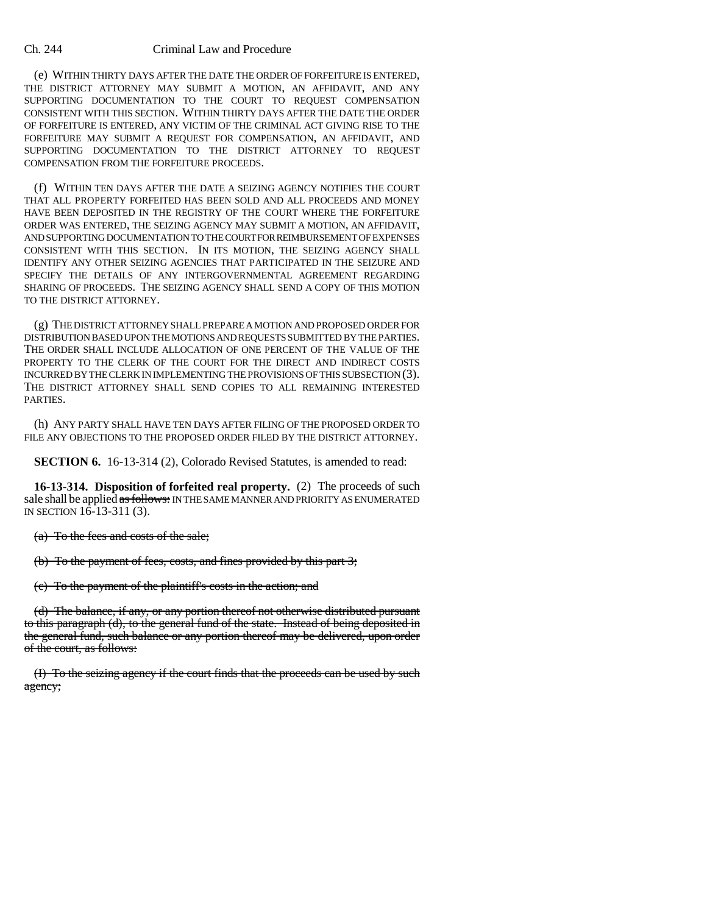(e) WITHIN THIRTY DAYS AFTER THE DATE THE ORDER OF FORFEITURE IS ENTERED, THE DISTRICT ATTORNEY MAY SUBMIT A MOTION, AN AFFIDAVIT, AND ANY SUPPORTING DOCUMENTATION TO THE COURT TO REQUEST COMPENSATION CONSISTENT WITH THIS SECTION. WITHIN THIRTY DAYS AFTER THE DATE THE ORDER OF FORFEITURE IS ENTERED, ANY VICTIM OF THE CRIMINAL ACT GIVING RISE TO THE FORFEITURE MAY SUBMIT A REQUEST FOR COMPENSATION, AN AFFIDAVIT, AND SUPPORTING DOCUMENTATION TO THE DISTRICT ATTORNEY TO REQUEST COMPENSATION FROM THE FORFEITURE PROCEEDS.

(f) WITHIN TEN DAYS AFTER THE DATE A SEIZING AGENCY NOTIFIES THE COURT THAT ALL PROPERTY FORFEITED HAS BEEN SOLD AND ALL PROCEEDS AND MONEY HAVE BEEN DEPOSITED IN THE REGISTRY OF THE COURT WHERE THE FORFEITURE ORDER WAS ENTERED, THE SEIZING AGENCY MAY SUBMIT A MOTION, AN AFFIDAVIT, AND SUPPORTING DOCUMENTATION TO THE COURT FOR REIMBURSEMENT OF EXPENSES CONSISTENT WITH THIS SECTION. IN ITS MOTION, THE SEIZING AGENCY SHALL IDENTIFY ANY OTHER SEIZING AGENCIES THAT PARTICIPATED IN THE SEIZURE AND SPECIFY THE DETAILS OF ANY INTERGOVERNMENTAL AGREEMENT REGARDING SHARING OF PROCEEDS. THE SEIZING AGENCY SHALL SEND A COPY OF THIS MOTION TO THE DISTRICT ATTORNEY.

(g) THE DISTRICT ATTORNEY SHALL PREPARE A MOTION AND PROPOSED ORDER FOR DISTRIBUTION BASED UPON THE MOTIONS AND REQUESTS SUBMITTED BY THE PARTIES. THE ORDER SHALL INCLUDE ALLOCATION OF ONE PERCENT OF THE VALUE OF THE PROPERTY TO THE CLERK OF THE COURT FOR THE DIRECT AND INDIRECT COSTS INCURRED BY THE CLERK IN IMPLEMENTING THE PROVISIONS OF THIS SUBSECTION (3). THE DISTRICT ATTORNEY SHALL SEND COPIES TO ALL REMAINING INTERESTED PARTIES.

(h) ANY PARTY SHALL HAVE TEN DAYS AFTER FILING OF THE PROPOSED ORDER TO FILE ANY OBJECTIONS TO THE PROPOSED ORDER FILED BY THE DISTRICT ATTORNEY.

**SECTION 6.** 16-13-314 (2), Colorado Revised Statutes, is amended to read:

**16-13-314. Disposition of forfeited real property.** (2) The proceeds of such sale shall be applied ~~as follows:~~ IN THE SAME MANNER AND PRIORITY AS ENUMERATED IN SECTION 16-13-311 (3).

~~(a) To the fees and costs of the sale;~~

~~(b) To the payment of fees, costs, and fines provided by this part 3;~~

~~(c) To the payment of the plaintiff's costs in the action; and~~

~~(d) The balance, if any, or any portion thereof not otherwise distributed pursuant to this paragraph (d), to the general fund of the state. Instead of being deposited in the general fund, such balance or any portion thereof may be delivered, upon order of the court, as follows:~~

~~(I) To the seizing agency if the court finds that the proceeds can be used by such agency;~~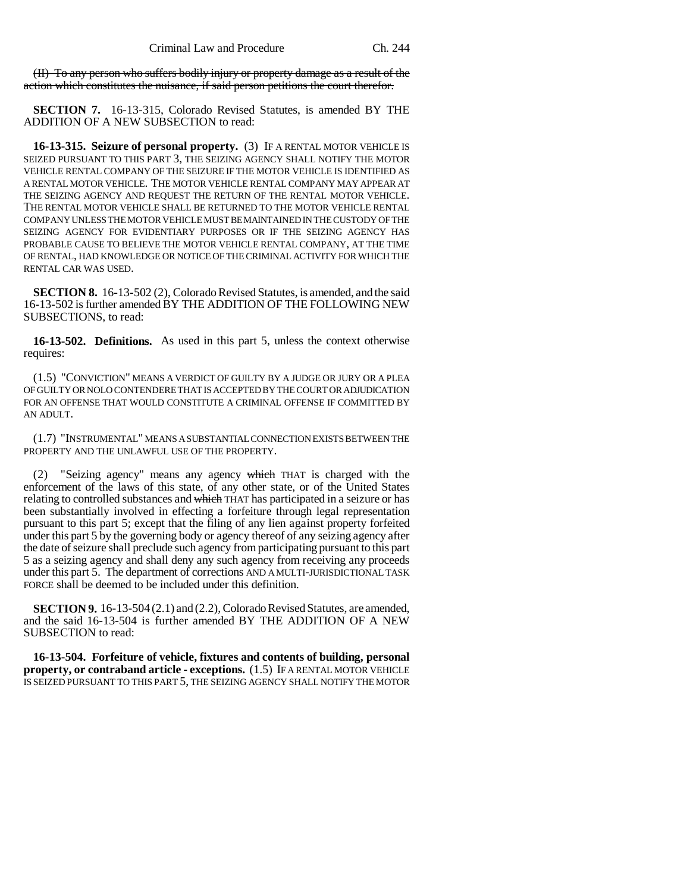~~(II) To any person who suffers bodily injury or property damage as a result of the action which constitutes the nuisance, if said person petitions the court therefor.~~

**SECTION 7.** 16-13-315, Colorado Revised Statutes, is amended BY THE ADDITION OF A NEW SUBSECTION to read:

**16-13-315. Seizure of personal property.** (3) IF A RENTAL MOTOR VEHICLE IS SEIZED PURSUANT TO THIS PART 3, THE SEIZING AGENCY SHALL NOTIFY THE MOTOR VEHICLE RENTAL COMPANY OF THE SEIZURE IF THE MOTOR VEHICLE IS IDENTIFIED AS A RENTAL MOTOR VEHICLE. THE MOTOR VEHICLE RENTAL COMPANY MAY APPEAR AT THE SEIZING AGENCY AND REQUEST THE RETURN OF THE RENTAL MOTOR VEHICLE. THE RENTAL MOTOR VEHICLE SHALL BE RETURNED TO THE MOTOR VEHICLE RENTAL COMPANY UNLESS THE MOTOR VEHICLE MUST BE MAINTAINED IN THE CUSTODY OF THE SEIZING AGENCY FOR EVIDENTIARY PURPOSES OR IF THE SEIZING AGENCY HAS PROBABLE CAUSE TO BELIEVE THE MOTOR VEHICLE RENTAL COMPANY, AT THE TIME OF RENTAL, HAD KNOWLEDGE OR NOTICE OF THE CRIMINAL ACTIVITY FOR WHICH THE RENTAL CAR WAS USED.

**SECTION 8.** 16-13-502 (2), Colorado Revised Statutes, is amended, and the said 16-13-502 is further amended BY THE ADDITION OF THE FOLLOWING NEW SUBSECTIONS, to read:

**16-13-502. Definitions.** As used in this part 5, unless the context otherwise requires:

(1.5) "CONVICTION" MEANS A VERDICT OF GUILTY BY A JUDGE OR JURY OR A PLEA OF GUILTY OR NOLO CONTENDERE THAT IS ACCEPTED BY THE COURT OR ADJUDICATION FOR AN OFFENSE THAT WOULD CONSTITUTE A CRIMINAL OFFENSE IF COMMITTED BY AN ADULT.

(1.7) "INSTRUMENTAL" MEANS A SUBSTANTIAL CONNECTION EXISTS BETWEEN THE PROPERTY AND THE UNLAWFUL USE OF THE PROPERTY.

(2) "Seizing agency" means any agency ~~which~~ THAT is charged with the enforcement of the laws of this state, of any other state, or of the United States relating to controlled substances and ~~which~~ THAT has participated in a seizure or has been substantially involved in effecting a forfeiture through legal representation pursuant to this part 5; except that the filing of any lien against property forfeited under this part 5 by the governing body or agency thereof of any seizing agency after the date of seizure shall preclude such agency from participating pursuant to this part 5 as a seizing agency and shall deny any such agency from receiving any proceeds under this part 5. The department of corrections AND A MULTI-JURISDICTIONAL TASK FORCE shall be deemed to be included under this definition.

**SECTION 9.** 16-13-504 (2.1) and (2.2), Colorado Revised Statutes, are amended, and the said 16-13-504 is further amended BY THE ADDITION OF A NEW SUBSECTION to read:

**16-13-504. Forfeiture of vehicle, fixtures and contents of building, personal property, or contraband article - exceptions.** (1.5) IF A RENTAL MOTOR VEHICLE IS SEIZED PURSUANT TO THIS PART 5, THE SEIZING AGENCY SHALL NOTIFY THE MOTOR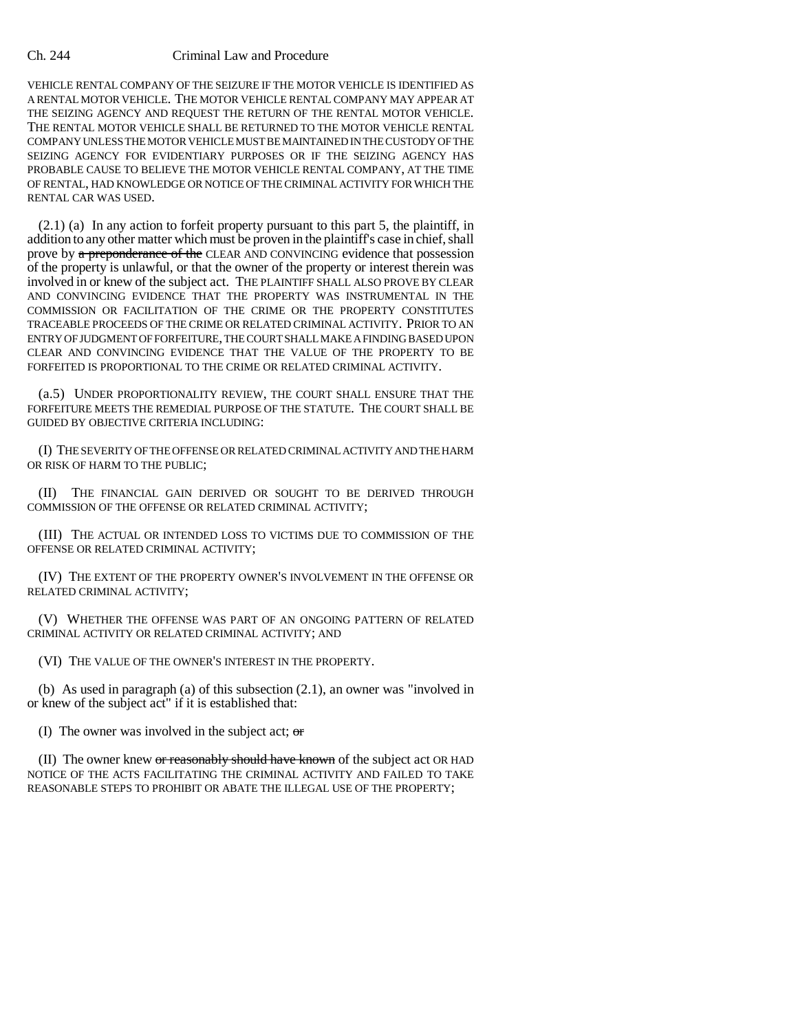VEHICLE RENTAL COMPANY OF THE SEIZURE IF THE MOTOR VEHICLE IS IDENTIFIED AS A RENTAL MOTOR VEHICLE. THE MOTOR VEHICLE RENTAL COMPANY MAY APPEAR AT THE SEIZING AGENCY AND REQUEST THE RETURN OF THE RENTAL MOTOR VEHICLE. THE RENTAL MOTOR VEHICLE SHALL BE RETURNED TO THE MOTOR VEHICLE RENTAL COMPANY UNLESS THE MOTOR VEHICLE MUST BE MAINTAINED IN THE CUSTODY OF THE SEIZING AGENCY FOR EVIDENTIARY PURPOSES OR IF THE SEIZING AGENCY HAS PROBABLE CAUSE TO BELIEVE THE MOTOR VEHICLE RENTAL COMPANY, AT THE TIME OF RENTAL, HAD KNOWLEDGE OR NOTICE OF THE CRIMINAL ACTIVITY FOR WHICH THE RENTAL CAR WAS USED.

(2.1) (a) In any action to forfeit property pursuant to this part 5, the plaintiff, in addition to any other matter which must be proven in the plaintiff's case in chief, shall prove by ~~a preponderance of the~~ CLEAR AND CONVINCING evidence that possession of the property is unlawful, or that the owner of the property or interest therein was involved in or knew of the subject act. THE PLAINTIFF SHALL ALSO PROVE BY CLEAR AND CONVINCING EVIDENCE THAT THE PROPERTY WAS INSTRUMENTAL IN THE COMMISSION OR FACILITATION OF THE CRIME OR THE PROPERTY CONSTITUTES TRACEABLE PROCEEDS OF THE CRIME OR RELATED CRIMINAL ACTIVITY. PRIOR TO AN ENTRY OF JUDGMENT OF FORFEITURE, THE COURT SHALL MAKE A FINDING BASED UPON CLEAR AND CONVINCING EVIDENCE THAT THE VALUE OF THE PROPERTY TO BE FORFEITED IS PROPORTIONAL TO THE CRIME OR RELATED CRIMINAL ACTIVITY.

(a.5) UNDER PROPORTIONALITY REVIEW, THE COURT SHALL ENSURE THAT THE FORFEITURE MEETS THE REMEDIAL PURPOSE OF THE STATUTE. THE COURT SHALL BE GUIDED BY OBJECTIVE CRITERIA INCLUDING:

(I) THE SEVERITY OF THE OFFENSE OR RELATED CRIMINAL ACTIVITY AND THE HARM OR RISK OF HARM TO THE PUBLIC;

(II) THE FINANCIAL GAIN DERIVED OR SOUGHT TO BE DERIVED THROUGH COMMISSION OF THE OFFENSE OR RELATED CRIMINAL ACTIVITY;

(III) THE ACTUAL OR INTENDED LOSS TO VICTIMS DUE TO COMMISSION OF THE OFFENSE OR RELATED CRIMINAL ACTIVITY;

(IV) THE EXTENT OF THE PROPERTY OWNER'S INVOLVEMENT IN THE OFFENSE OR RELATED CRIMINAL ACTIVITY;

(V) WHETHER THE OFFENSE WAS PART OF AN ONGOING PATTERN OF RELATED CRIMINAL ACTIVITY OR RELATED CRIMINAL ACTIVITY; AND

(VI) THE VALUE OF THE OWNER'S INTEREST IN THE PROPERTY.

(b) As used in paragraph (a) of this subsection (2.1), an owner was "involved in or knew of the subject act" if it is established that:

(I) The owner was involved in the subject act; ~~or~~

(II) The owner knew ~~or reasonably should have known~~ of the subject act OR HAD NOTICE OF THE ACTS FACILITATING THE CRIMINAL ACTIVITY AND FAILED TO TAKE REASONABLE STEPS TO PROHIBIT OR ABATE THE ILLEGAL USE OF THE PROPERTY;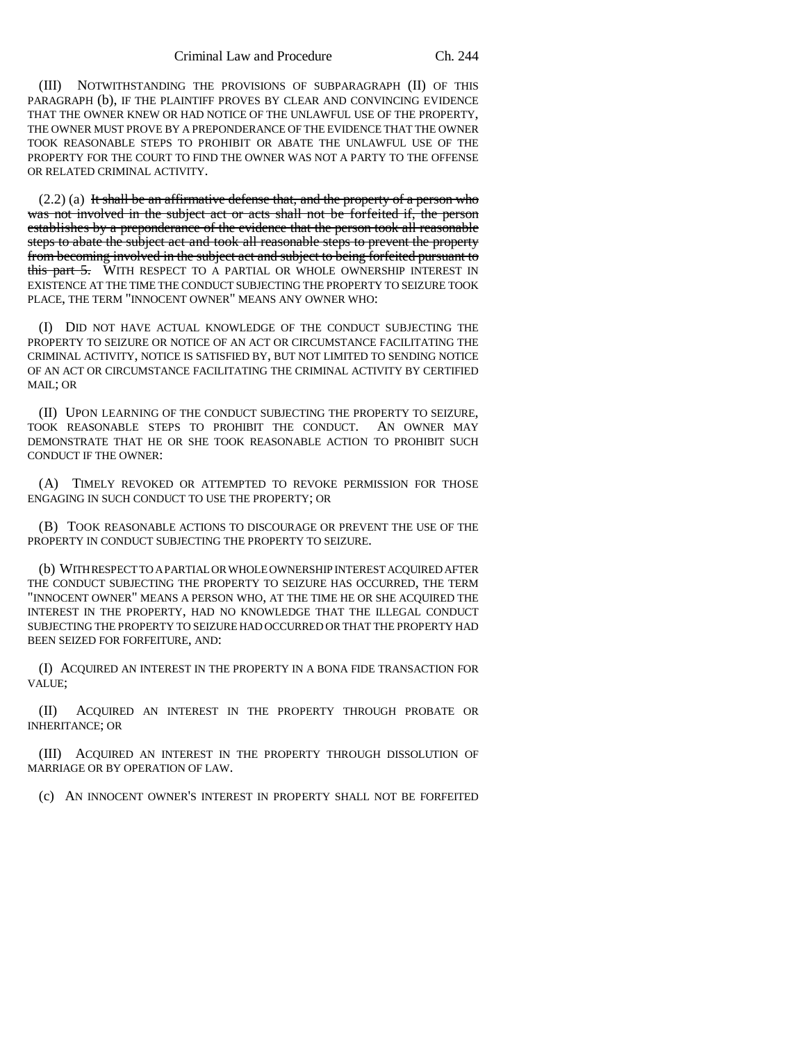(III) NOTWITHSTANDING THE PROVISIONS OF SUBPARAGRAPH (II) OF THIS PARAGRAPH (b), IF THE PLAINTIFF PROVES BY CLEAR AND CONVINCING EVIDENCE THAT THE OWNER KNEW OR HAD NOTICE OF THE UNLAWFUL USE OF THE PROPERTY, THE OWNER MUST PROVE BY A PREPONDERANCE OF THE EVIDENCE THAT THE OWNER TOOK REASONABLE STEPS TO PROHIBIT OR ABATE THE UNLAWFUL USE OF THE PROPERTY FOR THE COURT TO FIND THE OWNER WAS NOT A PARTY TO THE OFFENSE OR RELATED CRIMINAL ACTIVITY.

(2.2) (a) ~~It shall be an affirmative defense that, and the property of a person who was not involved in the subject act or acts shall not be forfeited if, the person establishes by a preponderance of the evidence that the person took all reasonable steps to abate the subject act and took all reasonable steps to prevent the property from becoming involved in the subject act and subject to being forfeited pursuant to this part 5.~~ WITH RESPECT TO A PARTIAL OR WHOLE OWNERSHIP INTEREST IN EXISTENCE AT THE TIME THE CONDUCT SUBJECTING THE PROPERTY TO SEIZURE TOOK PLACE, THE TERM "INNOCENT OWNER" MEANS ANY OWNER WHO:

(I) DID NOT HAVE ACTUAL KNOWLEDGE OF THE CONDUCT SUBJECTING THE PROPERTY TO SEIZURE OR NOTICE OF AN ACT OR CIRCUMSTANCE FACILITATING THE CRIMINAL ACTIVITY, NOTICE IS SATISFIED BY, BUT NOT LIMITED TO SENDING NOTICE OF AN ACT OR CIRCUMSTANCE FACILITATING THE CRIMINAL ACTIVITY BY CERTIFIED MAIL; OR

(II) UPON LEARNING OF THE CONDUCT SUBJECTING THE PROPERTY TO SEIZURE, TOOK REASONABLE STEPS TO PROHIBIT THE CONDUCT. AN OWNER MAY DEMONSTRATE THAT HE OR SHE TOOK REASONABLE ACTION TO PROHIBIT SUCH CONDUCT IF THE OWNER:

(A) TIMELY REVOKED OR ATTEMPTED TO REVOKE PERMISSION FOR THOSE ENGAGING IN SUCH CONDUCT TO USE THE PROPERTY; OR

(B) TOOK REASONABLE ACTIONS TO DISCOURAGE OR PREVENT THE USE OF THE PROPERTY IN CONDUCT SUBJECTING THE PROPERTY TO SEIZURE.

(b) WITH RESPECT TO A PARTIAL OR WHOLE OWNERSHIP INTEREST ACQUIRED AFTER THE CONDUCT SUBJECTING THE PROPERTY TO SEIZURE HAS OCCURRED, THE TERM "INNOCENT OWNER" MEANS A PERSON WHO, AT THE TIME HE OR SHE ACQUIRED THE INTEREST IN THE PROPERTY, HAD NO KNOWLEDGE THAT THE ILLEGAL CONDUCT SUBJECTING THE PROPERTY TO SEIZURE HAD OCCURRED OR THAT THE PROPERTY HAD BEEN SEIZED FOR FORFEITURE, AND:

(I) ACQUIRED AN INTEREST IN THE PROPERTY IN A BONA FIDE TRANSACTION FOR VALUE;

(II) ACQUIRED AN INTEREST IN THE PROPERTY THROUGH PROBATE OR INHERITANCE; OR

(III) ACQUIRED AN INTEREST IN THE PROPERTY THROUGH DISSOLUTION OF MARRIAGE OR BY OPERATION OF LAW.

(c) AN INNOCENT OWNER'S INTEREST IN PROPERTY SHALL NOT BE FORFEITED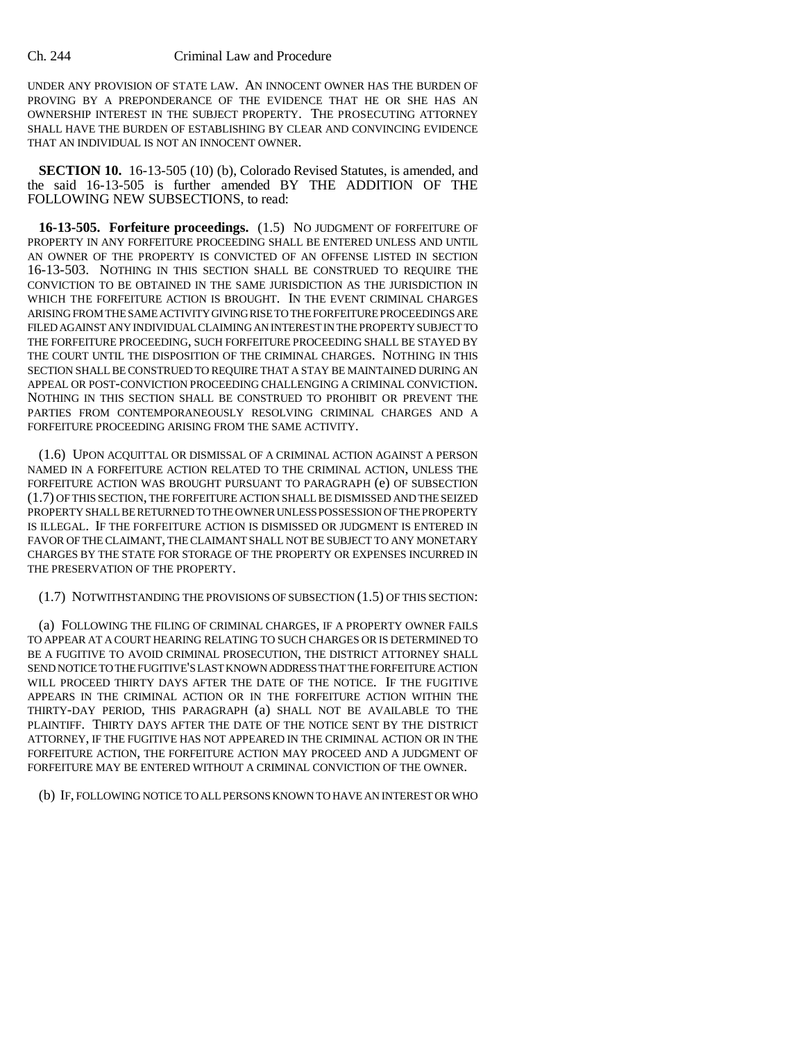UNDER ANY PROVISION OF STATE LAW. AN INNOCENT OWNER HAS THE BURDEN OF PROVING BY A PREPONDERANCE OF THE EVIDENCE THAT HE OR SHE HAS AN OWNERSHIP INTEREST IN THE SUBJECT PROPERTY. THE PROSECUTING ATTORNEY SHALL HAVE THE BURDEN OF ESTABLISHING BY CLEAR AND CONVINCING EVIDENCE THAT AN INDIVIDUAL IS NOT AN INNOCENT OWNER.

**SECTION 10.** 16-13-505 (10) (b), Colorado Revised Statutes, is amended, and the said 16-13-505 is further amended BY THE ADDITION OF THE FOLLOWING NEW SUBSECTIONS, to read:

**16-13-505. Forfeiture proceedings.** (1.5) NO JUDGMENT OF FORFEITURE OF PROPERTY IN ANY FORFEITURE PROCEEDING SHALL BE ENTERED UNLESS AND UNTIL AN OWNER OF THE PROPERTY IS CONVICTED OF AN OFFENSE LISTED IN SECTION 16-13-503. NOTHING IN THIS SECTION SHALL BE CONSTRUED TO REQUIRE THE CONVICTION TO BE OBTAINED IN THE SAME JURISDICTION AS THE JURISDICTION IN WHICH THE FORFEITURE ACTION IS BROUGHT. IN THE EVENT CRIMINAL CHARGES ARISING FROM THE SAME ACTIVITY GIVING RISE TO THE FORFEITURE PROCEEDINGS ARE FILED AGAINST ANY INDIVIDUAL CLAIMING AN INTEREST IN THE PROPERTY SUBJECT TO THE FORFEITURE PROCEEDING, SUCH FORFEITURE PROCEEDING SHALL BE STAYED BY THE COURT UNTIL THE DISPOSITION OF THE CRIMINAL CHARGES. NOTHING IN THIS SECTION SHALL BE CONSTRUED TO REQUIRE THAT A STAY BE MAINTAINED DURING AN APPEAL OR POST-CONVICTION PROCEEDING CHALLENGING A CRIMINAL CONVICTION. NOTHING IN THIS SECTION SHALL BE CONSTRUED TO PROHIBIT OR PREVENT THE PARTIES FROM CONTEMPORANEOUSLY RESOLVING CRIMINAL CHARGES AND A FORFEITURE PROCEEDING ARISING FROM THE SAME ACTIVITY.

(1.6) UPON ACQUITTAL OR DISMISSAL OF A CRIMINAL ACTION AGAINST A PERSON NAMED IN A FORFEITURE ACTION RELATED TO THE CRIMINAL ACTION, UNLESS THE FORFEITURE ACTION WAS BROUGHT PURSUANT TO PARAGRAPH (e) OF SUBSECTION (1.7) OF THIS SECTION, THE FORFEITURE ACTION SHALL BE DISMISSED AND THE SEIZED PROPERTY SHALL BE RETURNED TO THE OWNER UNLESS POSSESSION OF THE PROPERTY IS ILLEGAL. IF THE FORFEITURE ACTION IS DISMISSED OR JUDGMENT IS ENTERED IN FAVOR OF THE CLAIMANT, THE CLAIMANT SHALL NOT BE SUBJECT TO ANY MONETARY CHARGES BY THE STATE FOR STORAGE OF THE PROPERTY OR EXPENSES INCURRED IN THE PRESERVATION OF THE PROPERTY.

(1.7) NOTWITHSTANDING THE PROVISIONS OF SUBSECTION (1.5) OF THIS SECTION:

(a) FOLLOWING THE FILING OF CRIMINAL CHARGES, IF A PROPERTY OWNER FAILS TO APPEAR AT A COURT HEARING RELATING TO SUCH CHARGES OR IS DETERMINED TO BE A FUGITIVE TO AVOID CRIMINAL PROSECUTION, THE DISTRICT ATTORNEY SHALL SEND NOTICE TO THE FUGITIVE'S LAST KNOWN ADDRESS THAT THE FORFEITURE ACTION WILL PROCEED THIRTY DAYS AFTER THE DATE OF THE NOTICE. IF THE FUGITIVE APPEARS IN THE CRIMINAL ACTION OR IN THE FORFEITURE ACTION WITHIN THE THIRTY-DAY PERIOD, THIS PARAGRAPH (a) SHALL NOT BE AVAILABLE TO THE PLAINTIFF. THIRTY DAYS AFTER THE DATE OF THE NOTICE SENT BY THE DISTRICT ATTORNEY, IF THE FUGITIVE HAS NOT APPEARED IN THE CRIMINAL ACTION OR IN THE FORFEITURE ACTION, THE FORFEITURE ACTION MAY PROCEED AND A JUDGMENT OF FORFEITURE MAY BE ENTERED WITHOUT A CRIMINAL CONVICTION OF THE OWNER.

(b) IF, FOLLOWING NOTICE TO ALL PERSONS KNOWN TO HAVE AN INTEREST OR WHO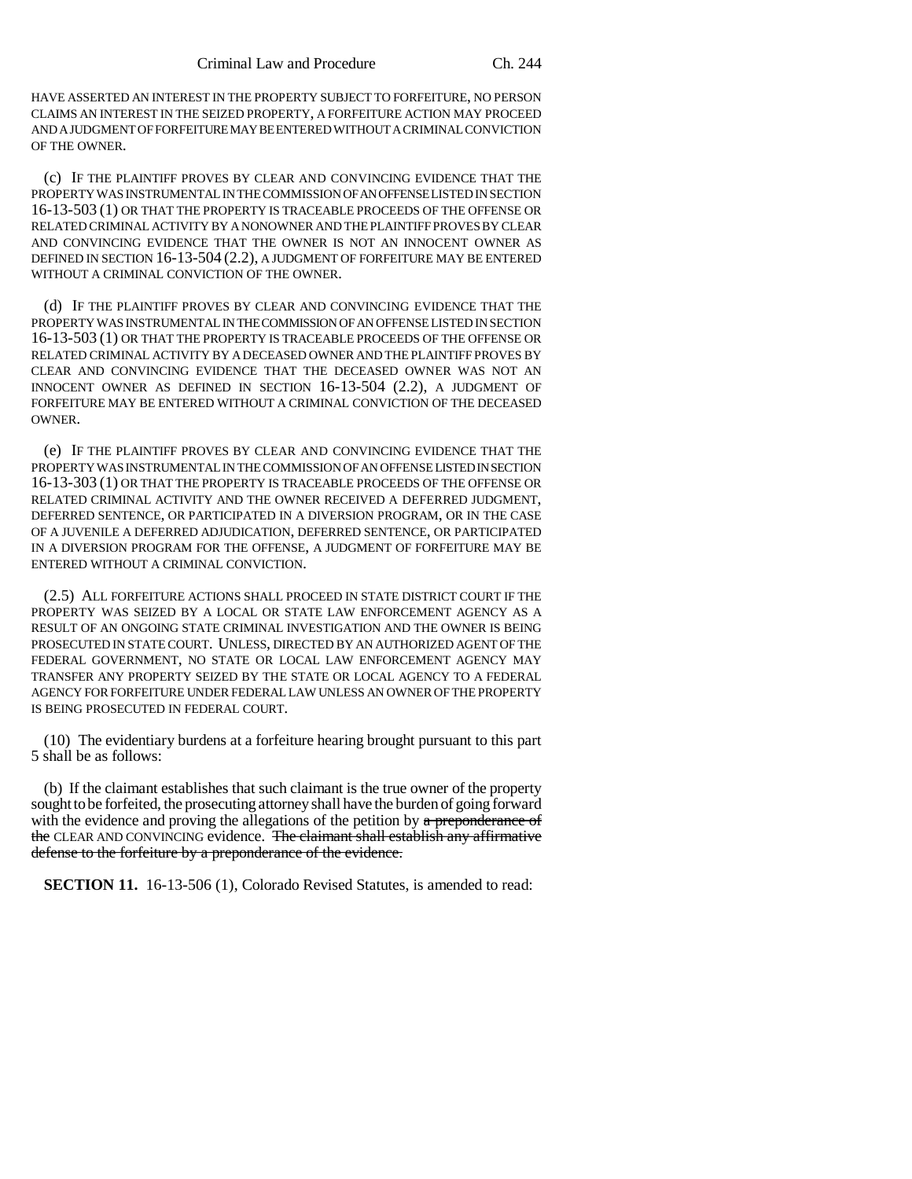HAVE ASSERTED AN INTEREST IN THE PROPERTY SUBJECT TO FORFEITURE, NO PERSON CLAIMS AN INTEREST IN THE SEIZED PROPERTY, A FORFEITURE ACTION MAY PROCEED AND A JUDGMENT OF FORFEITURE MAY BE ENTERED WITHOUT A CRIMINAL CONVICTION OF THE OWNER.

(c) IF THE PLAINTIFF PROVES BY CLEAR AND CONVINCING EVIDENCE THAT THE PROPERTY WAS INSTRUMENTAL IN THE COMMISSION OF AN OFFENSE LISTED IN SECTION 16-13-503 (1) OR THAT THE PROPERTY IS TRACEABLE PROCEEDS OF THE OFFENSE OR RELATED CRIMINAL ACTIVITY BY A NONOWNER AND THE PLAINTIFF PROVES BY CLEAR AND CONVINCING EVIDENCE THAT THE OWNER IS NOT AN INNOCENT OWNER AS DEFINED IN SECTION 16-13-504 (2.2), A JUDGMENT OF FORFEITURE MAY BE ENTERED WITHOUT A CRIMINAL CONVICTION OF THE OWNER.

(d) IF THE PLAINTIFF PROVES BY CLEAR AND CONVINCING EVIDENCE THAT THE PROPERTY WAS INSTRUMENTAL IN THE COMMISSION OF AN OFFENSE LISTED IN SECTION 16-13-503 (1) OR THAT THE PROPERTY IS TRACEABLE PROCEEDS OF THE OFFENSE OR RELATED CRIMINAL ACTIVITY BY A DECEASED OWNER AND THE PLAINTIFF PROVES BY CLEAR AND CONVINCING EVIDENCE THAT THE DECEASED OWNER WAS NOT AN INNOCENT OWNER AS DEFINED IN SECTION 16-13-504 (2.2), A JUDGMENT OF FORFEITURE MAY BE ENTERED WITHOUT A CRIMINAL CONVICTION OF THE DECEASED OWNER.

(e) IF THE PLAINTIFF PROVES BY CLEAR AND CONVINCING EVIDENCE THAT THE PROPERTY WAS INSTRUMENTAL IN THE COMMISSION OF AN OFFENSE LISTED IN SECTION 16-13-303 (1) OR THAT THE PROPERTY IS TRACEABLE PROCEEDS OF THE OFFENSE OR RELATED CRIMINAL ACTIVITY AND THE OWNER RECEIVED A DEFERRED JUDGMENT, DEFERRED SENTENCE, OR PARTICIPATED IN A DIVERSION PROGRAM, OR IN THE CASE OF A JUVENILE A DEFERRED ADJUDICATION, DEFERRED SENTENCE, OR PARTICIPATED IN A DIVERSION PROGRAM FOR THE OFFENSE, A JUDGMENT OF FORFEITURE MAY BE ENTERED WITHOUT A CRIMINAL CONVICTION.

(2.5) ALL FORFEITURE ACTIONS SHALL PROCEED IN STATE DISTRICT COURT IF THE PROPERTY WAS SEIZED BY A LOCAL OR STATE LAW ENFORCEMENT AGENCY AS A RESULT OF AN ONGOING STATE CRIMINAL INVESTIGATION AND THE OWNER IS BEING PROSECUTED IN STATE COURT. UNLESS, DIRECTED BY AN AUTHORIZED AGENT OF THE FEDERAL GOVERNMENT, NO STATE OR LOCAL LAW ENFORCEMENT AGENCY MAY TRANSFER ANY PROPERTY SEIZED BY THE STATE OR LOCAL AGENCY TO A FEDERAL AGENCY FOR FORFEITURE UNDER FEDERAL LAW UNLESS AN OWNER OF THE PROPERTY IS BEING PROSECUTED IN FEDERAL COURT.

(10) The evidentiary burdens at a forfeiture hearing brought pursuant to this part 5 shall be as follows:

(b) If the claimant establishes that such claimant is the true owner of the property sought to be forfeited, the prosecuting attorney shall have the burden of going forward with the evidence and proving the allegations of the petition by ~~a preponderance of the~~ CLEAR AND CONVINCING evidence. ~~The claimant shall establish any affirmative defense to the forfeiture by a preponderance of the evidence.~~

**SECTION 11.** 16-13-506 (1), Colorado Revised Statutes, is amended to read: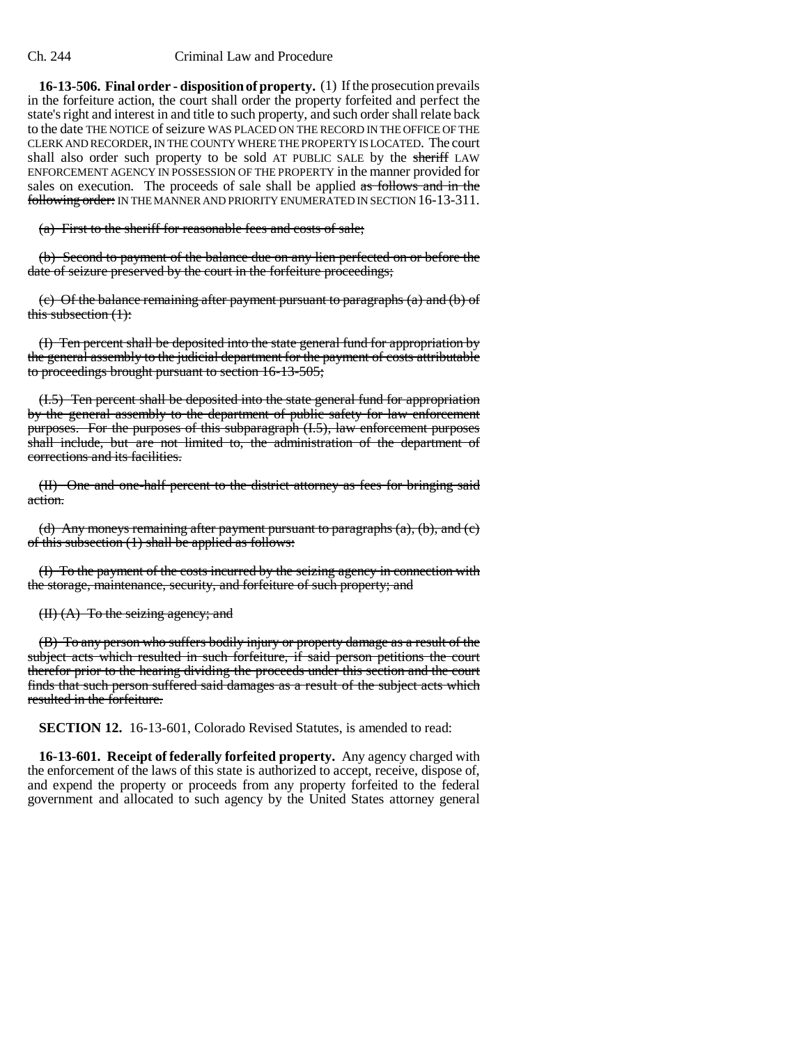**16-13-506. Final order - disposition of property.** (1) If the prosecution prevails in the forfeiture action, the court shall order the property forfeited and perfect the state's right and interest in and title to such property, and such order shall relate back to the date THE NOTICE of seizure WAS PLACED ON THE RECORD IN THE OFFICE OF THE CLERK AND RECORDER, IN THE COUNTY WHERE THE PROPERTY IS LOCATED. The court shall also order such property to be sold AT PUBLIC SALE by the ~~sheriff~~ LAW ENFORCEMENT AGENCY IN POSSESSION OF THE PROPERTY in the manner provided for sales on execution. The proceeds of sale shall be applied ~~as follows and in the following order:~~ IN THE MANNER AND PRIORITY ENUMERATED IN SECTION 16-13-311.

~~(a) First to the sheriff for reasonable fees and costs of sale;~~

~~(b) Second to payment of the balance due on any lien perfected on or before the date of seizure preserved by the court in the forfeiture proceedings;~~

~~(c) Of the balance remaining after payment pursuant to paragraphs (a) and (b) of this subsection (1):~~

~~(I) Ten percent shall be deposited into the state general fund for appropriation by the general assembly to the judicial department for the payment of costs attributable to proceedings brought pursuant to section 16-13-505;~~

~~(I.5) Ten percent shall be deposited into the state general fund for appropriation by the general assembly to the department of public safety for law enforcement purposes. For the purposes of this subparagraph (I.5), law enforcement purposes shall include, but are not limited to, the administration of the department of corrections and its facilities.~~

~~(II) One and one-half percent to the district attorney as fees for bringing said action.~~

~~(d) Any moneys remaining after payment pursuant to paragraphs (a), (b), and (c) of this subsection (1) shall be applied as follows:~~

~~(I) To the payment of the costs incurred by the seizing agency in connection with the storage, maintenance, security, and forfeiture of such property; and~~

~~(II) (A) To the seizing agency; and~~

~~(B) To any person who suffers bodily injury or property damage as a result of the subject acts which resulted in such forfeiture, if said person petitions the court therefor prior to the hearing dividing the proceeds under this section and the court finds that such person suffered said damages as a result of the subject acts which resulted in the forfeiture.~~

**SECTION 12.** 16-13-601, Colorado Revised Statutes, is amended to read:

**16-13-601. Receipt of federally forfeited property.** Any agency charged with the enforcement of the laws of this state is authorized to accept, receive, dispose of, and expend the property or proceeds from any property forfeited to the federal government and allocated to such agency by the United States attorney general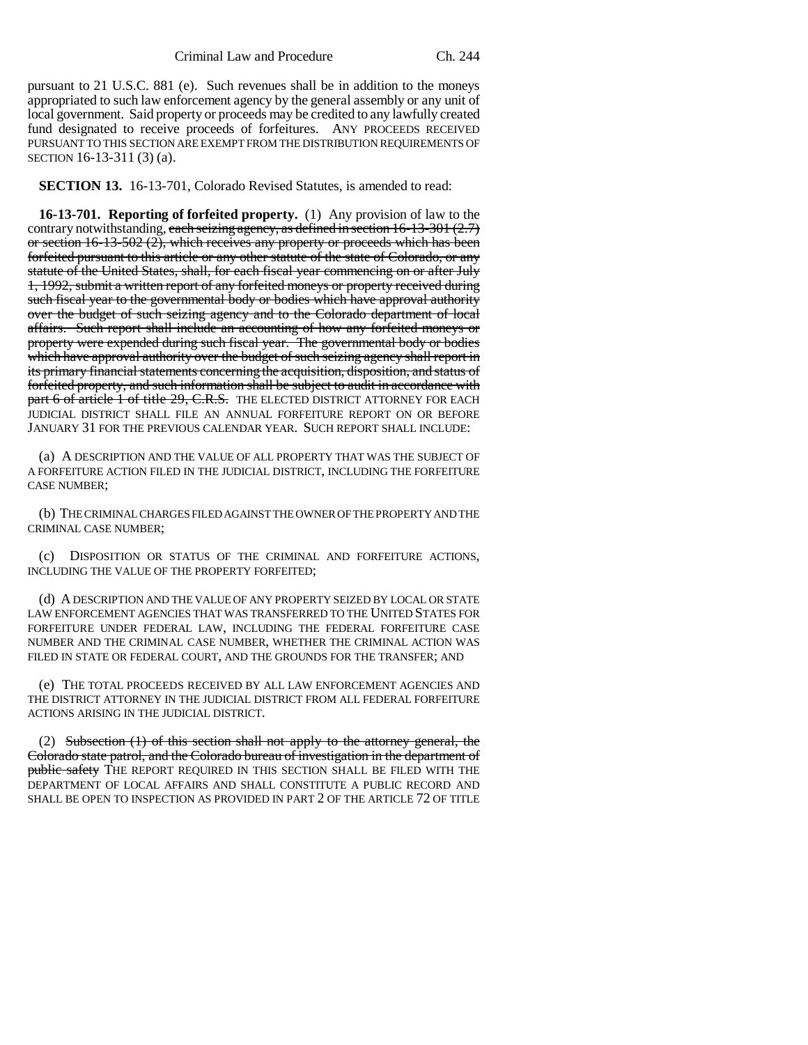pursuant to 21 U.S.C. 881 (e). Such revenues shall be in addition to the moneys appropriated to such law enforcement agency by the general assembly or any unit of local government. Said property or proceeds may be credited to any lawfully created fund designated to receive proceeds of forfeitures. ANY PROCEEDS RECEIVED PURSUANT TO THIS SECTION ARE EXEMPT FROM THE DISTRIBUTION REQUIREMENTS OF SECTION 16-13-311 (3) (a).

**SECTION 13.** 16-13-701, Colorado Revised Statutes, is amended to read:

**16-13-701. Reporting of forfeited property.** (1) Any provision of law to the contrary notwithstanding, ~~each seizing agency, as defined in section 16-13-301 (2.7) or section 16-13-502 (2), which receives any property or proceeds which has been forfeited pursuant to this article or any other statute of the state of Colorado, or any statute of the United States, shall, for each fiscal year commencing on or after July 1, 1992, submit a written report of any forfeited moneys or property received during such fiscal year to the governmental body or bodies which have approval authority over the budget of such seizing agency and to the Colorado department of local affairs. Such report shall include an accounting of how any forfeited moneys or property were expended during such fiscal year. The governmental body or bodies which have approval authority over the budget of such seizing agency shall report in its primary financial statements concerning the acquisition, disposition, and status of forfeited property, and such information shall be subject to audit in accordance with part 6 of article 1 of title 29, C.R.S.~~ THE ELECTED DISTRICT ATTORNEY FOR EACH JUDICIAL DISTRICT SHALL FILE AN ANNUAL FORFEITURE REPORT ON OR BEFORE JANUARY 31 FOR THE PREVIOUS CALENDAR YEAR. SUCH REPORT SHALL INCLUDE:

(a) A DESCRIPTION AND THE VALUE OF ALL PROPERTY THAT WAS THE SUBJECT OF A FORFEITURE ACTION FILED IN THE JUDICIAL DISTRICT, INCLUDING THE FORFEITURE CASE NUMBER;

(b) THE CRIMINAL CHARGES FILED AGAINST THE OWNER OF THE PROPERTY AND THE CRIMINAL CASE NUMBER;

(c) DISPOSITION OR STATUS OF THE CRIMINAL AND FORFEITURE ACTIONS, INCLUDING THE VALUE OF THE PROPERTY FORFEITED;

(d) A DESCRIPTION AND THE VALUE OF ANY PROPERTY SEIZED BY LOCAL OR STATE LAW ENFORCEMENT AGENCIES THAT WAS TRANSFERRED TO THE UNITED STATES FOR FORFEITURE UNDER FEDERAL LAW, INCLUDING THE FEDERAL FORFEITURE CASE NUMBER AND THE CRIMINAL CASE NUMBER, WHETHER THE CRIMINAL ACTION WAS FILED IN STATE OR FEDERAL COURT, AND THE GROUNDS FOR THE TRANSFER; AND

(e) THE TOTAL PROCEEDS RECEIVED BY ALL LAW ENFORCEMENT AGENCIES AND THE DISTRICT ATTORNEY IN THE JUDICIAL DISTRICT FROM ALL FEDERAL FORFEITURE ACTIONS ARISING IN THE JUDICIAL DISTRICT.

(2) ~~Subsection (1) of this section shall not apply to the attorney general, the Colorado state patrol, and the Colorado bureau of investigation in the department of public safety~~ THE REPORT REQUIRED IN THIS SECTION SHALL BE FILED WITH THE DEPARTMENT OF LOCAL AFFAIRS AND SHALL CONSTITUTE A PUBLIC RECORD AND SHALL BE OPEN TO INSPECTION AS PROVIDED IN PART 2 OF THE ARTICLE 72 OF TITLE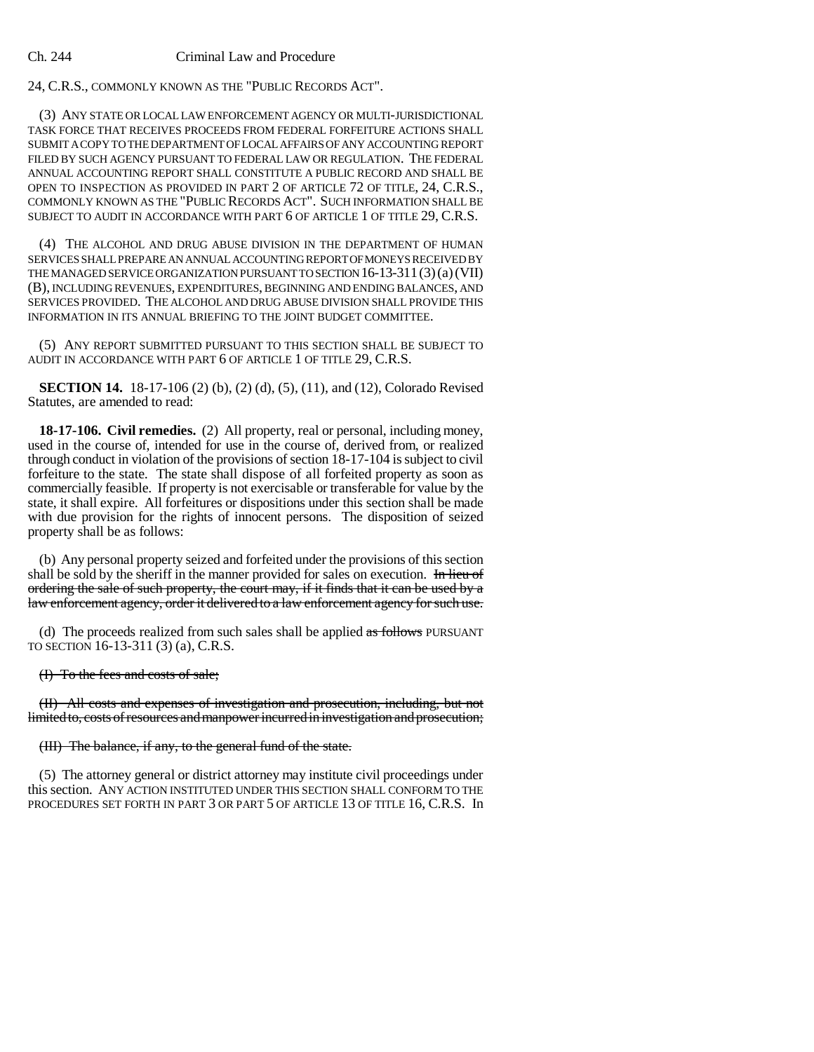24, C.R.S., COMMONLY KNOWN AS THE "PUBLIC RECORDS ACT".

(3) ANY STATE OR LOCAL LAW ENFORCEMENT AGENCY OR MULTI-JURISDICTIONAL TASK FORCE THAT RECEIVES PROCEEDS FROM FEDERAL FORFEITURE ACTIONS SHALL SUBMIT A COPY TO THE DEPARTMENT OF LOCAL AFFAIRS OF ANY ACCOUNTING REPORT FILED BY SUCH AGENCY PURSUANT TO FEDERAL LAW OR REGULATION. THE FEDERAL ANNUAL ACCOUNTING REPORT SHALL CONSTITUTE A PUBLIC RECORD AND SHALL BE OPEN TO INSPECTION AS PROVIDED IN PART 2 OF ARTICLE 72 OF TITLE, 24, C.R.S., COMMONLY KNOWN AS THE "PUBLIC RECORDS ACT". SUCH INFORMATION SHALL BE SUBJECT TO AUDIT IN ACCORDANCE WITH PART 6 OF ARTICLE 1 OF TITLE 29, C.R.S.

(4) THE ALCOHOL AND DRUG ABUSE DIVISION IN THE DEPARTMENT OF HUMAN SERVICES SHALL PREPARE AN ANNUAL ACCOUNTING REPORT OF MONEYS RECEIVED BY THE MANAGED SERVICE ORGANIZATION PURSUANT TO SECTION 16-13-311 (3) (a) (VII) (B), INCLUDING REVENUES, EXPENDITURES, BEGINNING AND ENDING BALANCES, AND SERVICES PROVIDED. THE ALCOHOL AND DRUG ABUSE DIVISION SHALL PROVIDE THIS INFORMATION IN ITS ANNUAL BRIEFING TO THE JOINT BUDGET COMMITTEE.

(5) ANY REPORT SUBMITTED PURSUANT TO THIS SECTION SHALL BE SUBJECT TO AUDIT IN ACCORDANCE WITH PART 6 OF ARTICLE 1 OF TITLE 29, C.R.S.

**SECTION 14.** 18-17-106 (2) (b), (2) (d), (5), (11), and (12), Colorado Revised Statutes, are amended to read:

**18-17-106. Civil remedies.** (2) All property, real or personal, including money, used in the course of, intended for use in the course of, derived from, or realized through conduct in violation of the provisions of section 18-17-104 is subject to civil forfeiture to the state. The state shall dispose of all forfeited property as soon as commercially feasible. If property is not exercisable or transferable for value by the state, it shall expire. All forfeitures or dispositions under this section shall be made with due provision for the rights of innocent persons. The disposition of seized property shall be as follows:

(b) Any personal property seized and forfeited under the provisions of this section shall be sold by the sheriff in the manner provided for sales on execution. ~~In lieu of ordering the sale of such property, the court may, if it finds that it can be used by a law enforcement agency, order it delivered to a law enforcement agency for such use.~~

(d) The proceeds realized from such sales shall be applied ~~as follows~~ PURSUANT TO SECTION 16-13-311 (3) (a), C.R.S.

~~(I) To the fees and costs of sale;~~

~~(II) All costs and expenses of investigation and prosecution, including, but not limited to, costs of resources and manpower incurred in investigation and prosecution;~~

~~(III) The balance, if any, to the general fund of the state.~~

(5) The attorney general or district attorney may institute civil proceedings under this section. ANY ACTION INSTITUTED UNDER THIS SECTION SHALL CONFORM TO THE PROCEDURES SET FORTH IN PART 3 OR PART 5 OF ARTICLE 13 OF TITLE 16, C.R.S. In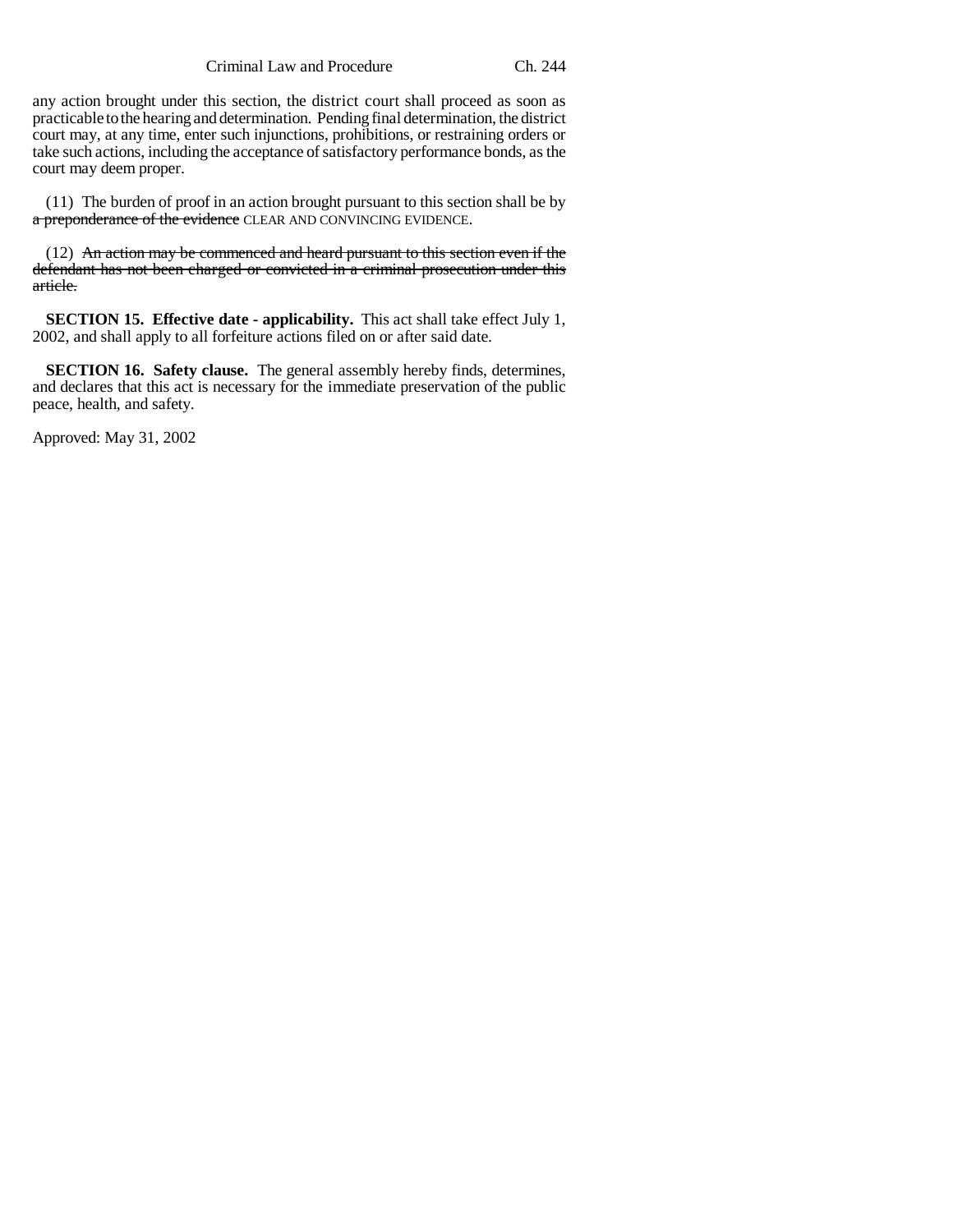any action brought under this section, the district court shall proceed as soon as practicable to the hearing and determination. Pending final determination, the district court may, at any time, enter such injunctions, prohibitions, or restraining orders or take such actions, including the acceptance of satisfactory performance bonds, as the court may deem proper.

(11) The burden of proof in an action brought pursuant to this section shall be by ~~a preponderance of the evidence~~ CLEAR AND CONVINCING EVIDENCE.

(12) ~~An action may be commenced and heard pursuant to this section even if the defendant has not been charged or convicted in a criminal prosecution under this article.~~

**SECTION 15. Effective date - applicability.** This act shall take effect July 1, 2002, and shall apply to all forfeiture actions filed on or after said date.

**SECTION 16. Safety clause.** The general assembly hereby finds, determines, and declares that this act is necessary for the immediate preservation of the public peace, health, and safety.

Approved: May 31, 2002